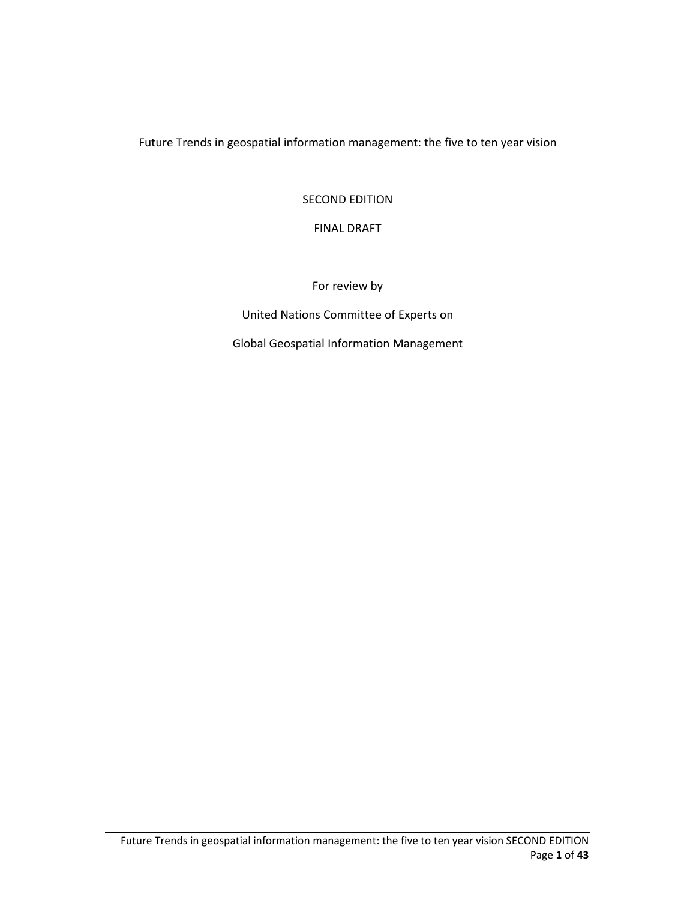# Future Trends in geospatial information management: the five to ten year vision

SECOND EDITION

FINAL DRAFT

For review by

United Nations Committee of Experts on

Global Geospatial Information Management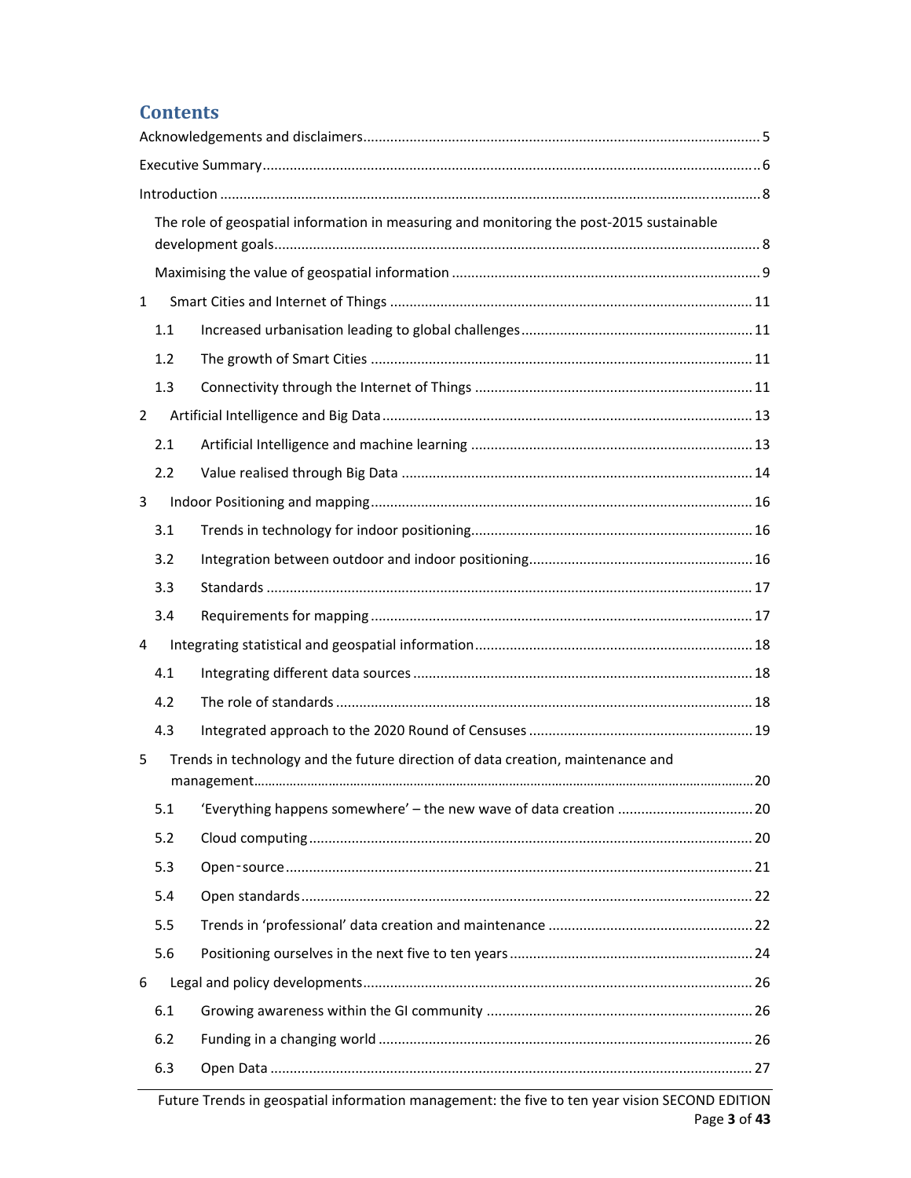# Contents

Acknowledgements and disclaimers ..... 5

Executive Summary ..... 6

Introduction ..... 8

The role of geospatial information in measuring and monitoring the post-2015 sustainable development goals ..... 8

Maximising the value of geospatial information ..... 9

1 Smart Cities and Internet of Things ..... 11

1.1 Increased urbanisation leading to global challenges ..... 11

1.2 The growth of Smart Cities ..... 11

1.3 Connectivity through the Internet of Things ..... 11

2 Artificial Intelligence and Big Data ..... 13

2.1 Artificial Intelligence and machine learning ..... 13

2.2 Value realised through Big Data ..... 14

3 Indoor Positioning and mapping ..... 16

3.1 Trends in technology for indoor positioning ..... 16

3.2 Integration between outdoor and indoor positioning ..... 16

3.3 Standards ..... 17

3.4 Requirements for mapping ..... 17

4 Integrating statistical and geospatial information ..... 18

4.1 Integrating different data sources ..... 18

4.2 The role of standards ..... 18

4.3 Integrated approach to the 2020 Round of Censuses ..... 19

5 Trends in technology and the future direction of data creation, maintenance and management ..... 20

5.1 'Everything happens somewhere' – the new wave of data creation ..... 20

5.2 Cloud computing ..... 20

5.3 Open-source ..... 21

5.4 Open standards ..... 22

5.5 Trends in 'professional' data creation and maintenance ..... 22

5.6 Positioning ourselves in the next five to ten years ..... 24

6 Legal and policy developments ..... 26

6.1 Growing awareness within the GI community ..... 26

6.2 Funding in a changing world ..... 26

6.3 Open Data ..... 27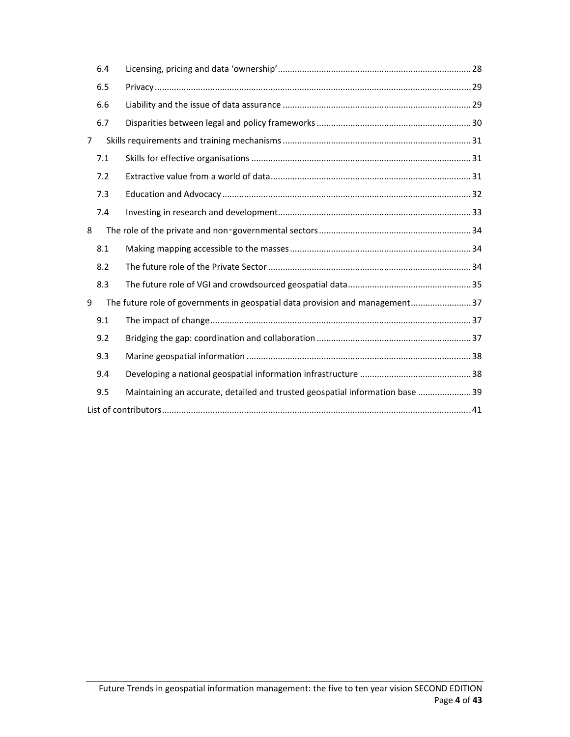6.4 Licensing, pricing and data 'ownership' ... 28

6.5 Privacy ... 29

6.6 Liability and the issue of data assurance ... 29

6.7 Disparities between legal and policy frameworks ... 30

7 Skills requirements and training mechanisms ... 31

7.1 Skills for effective organisations ... 31

7.2 Extractive value from a world of data ... 31

7.3 Education and Advocacy ... 32

7.4 Investing in research and development ... 33

8 The role of the private and non-governmental sectors ... 34

8.1 Making mapping accessible to the masses ... 34

8.2 The future role of the Private Sector ... 34

8.3 The future role of VGI and crowdsourced geospatial data ... 35

9 The future role of governments in geospatial data provision and management ... 37

9.1 The impact of change ... 37

9.2 Bridging the gap: coordination and collaboration ... 37

9.3 Marine geospatial information ... 38

9.4 Developing a national geospatial information infrastructure ... 38

9.5 Maintaining an accurate, detailed and trusted geospatial information base ... 39

List of contributors ... 41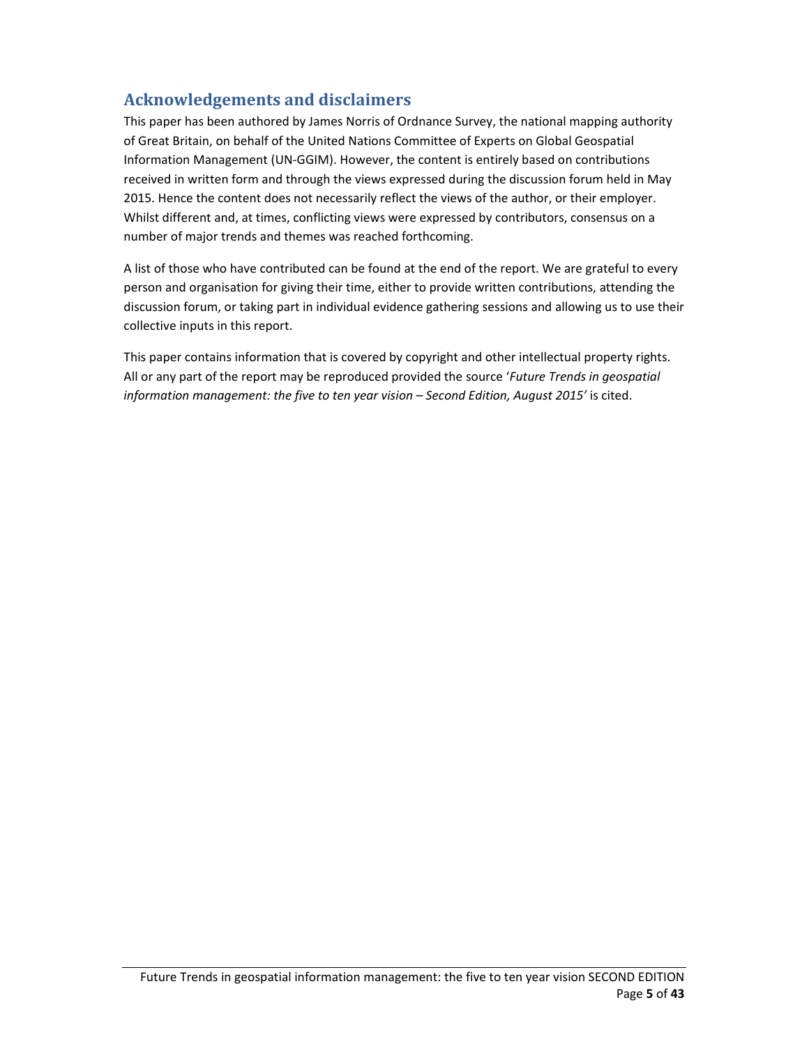## Acknowledgements and disclaimers

This paper has been authored by James Norris of Ordnance Survey, the national mapping authority of Great Britain, on behalf of the United Nations Committee of Experts on Global Geospatial Information Management (UN-GGIM). However, the content is entirely based on contributions received in written form and through the views expressed during the discussion forum held in May 2015. Hence the content does not necessarily reflect the views of the author, or their employer. Whilst different and, at times, conflicting views were expressed by contributors, consensus on a number of major trends and themes was reached forthcoming.

A list of those who have contributed can be found at the end of the report. We are grateful to every person and organisation for giving their time, either to provide written contributions, attending the discussion forum, or taking part in individual evidence gathering sessions and allowing us to use their collective inputs in this report.

This paper contains information that is covered by copyright and other intellectual property rights. All or any part of the report may be reproduced provided the source '*Future Trends in geospatial information management: the five to ten year vision – Second Edition, August 2015'* is cited.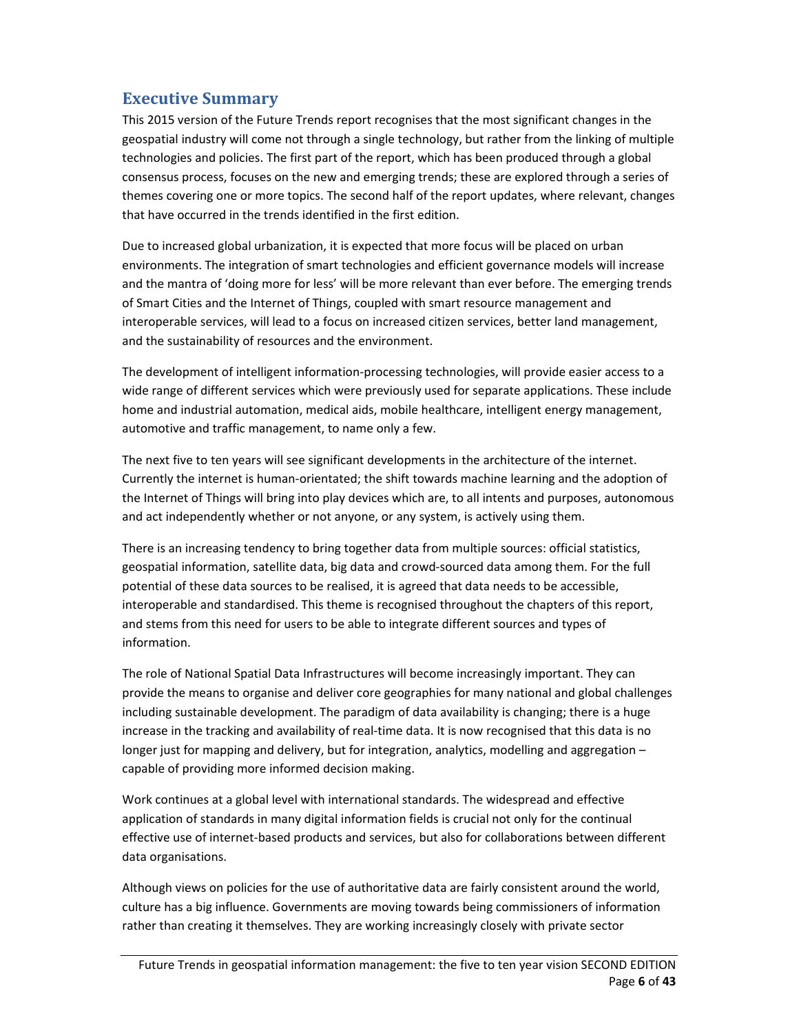## Executive Summary

This 2015 version of the Future Trends report recognises that the most significant changes in the geospatial industry will come not through a single technology, but rather from the linking of multiple technologies and policies. The first part of the report, which has been produced through a global consensus process, focuses on the new and emerging trends; these are explored through a series of themes covering one or more topics. The second half of the report updates, where relevant, changes that have occurred in the trends identified in the first edition.

Due to increased global urbanization, it is expected that more focus will be placed on urban environments. The integration of smart technologies and efficient governance models will increase and the mantra of 'doing more for less' will be more relevant than ever before. The emerging trends of Smart Cities and the Internet of Things, coupled with smart resource management and interoperable services, will lead to a focus on increased citizen services, better land management, and the sustainability of resources and the environment.

The development of intelligent information-processing technologies, will provide easier access to a wide range of different services which were previously used for separate applications. These include home and industrial automation, medical aids, mobile healthcare, intelligent energy management, automotive and traffic management, to name only a few.

The next five to ten years will see significant developments in the architecture of the internet. Currently the internet is human-orientated; the shift towards machine learning and the adoption of the Internet of Things will bring into play devices which are, to all intents and purposes, autonomous and act independently whether or not anyone, or any system, is actively using them.

There is an increasing tendency to bring together data from multiple sources: official statistics, geospatial information, satellite data, big data and crowd-sourced data among them. For the full potential of these data sources to be realised, it is agreed that data needs to be accessible, interoperable and standardised. This theme is recognised throughout the chapters of this report, and stems from this need for users to be able to integrate different sources and types of information.

The role of National Spatial Data Infrastructures will become increasingly important. They can provide the means to organise and deliver core geographies for many national and global challenges including sustainable development. The paradigm of data availability is changing; there is a huge increase in the tracking and availability of real-time data. It is now recognised that this data is no longer just for mapping and delivery, but for integration, analytics, modelling and aggregation – capable of providing more informed decision making.

Work continues at a global level with international standards. The widespread and effective application of standards in many digital information fields is crucial not only for the continual effective use of internet-based products and services, but also for collaborations between different data organisations.

Although views on policies for the use of authoritative data are fairly consistent around the world, culture has a big influence. Governments are moving towards being commissioners of information rather than creating it themselves. They are working increasingly closely with private sector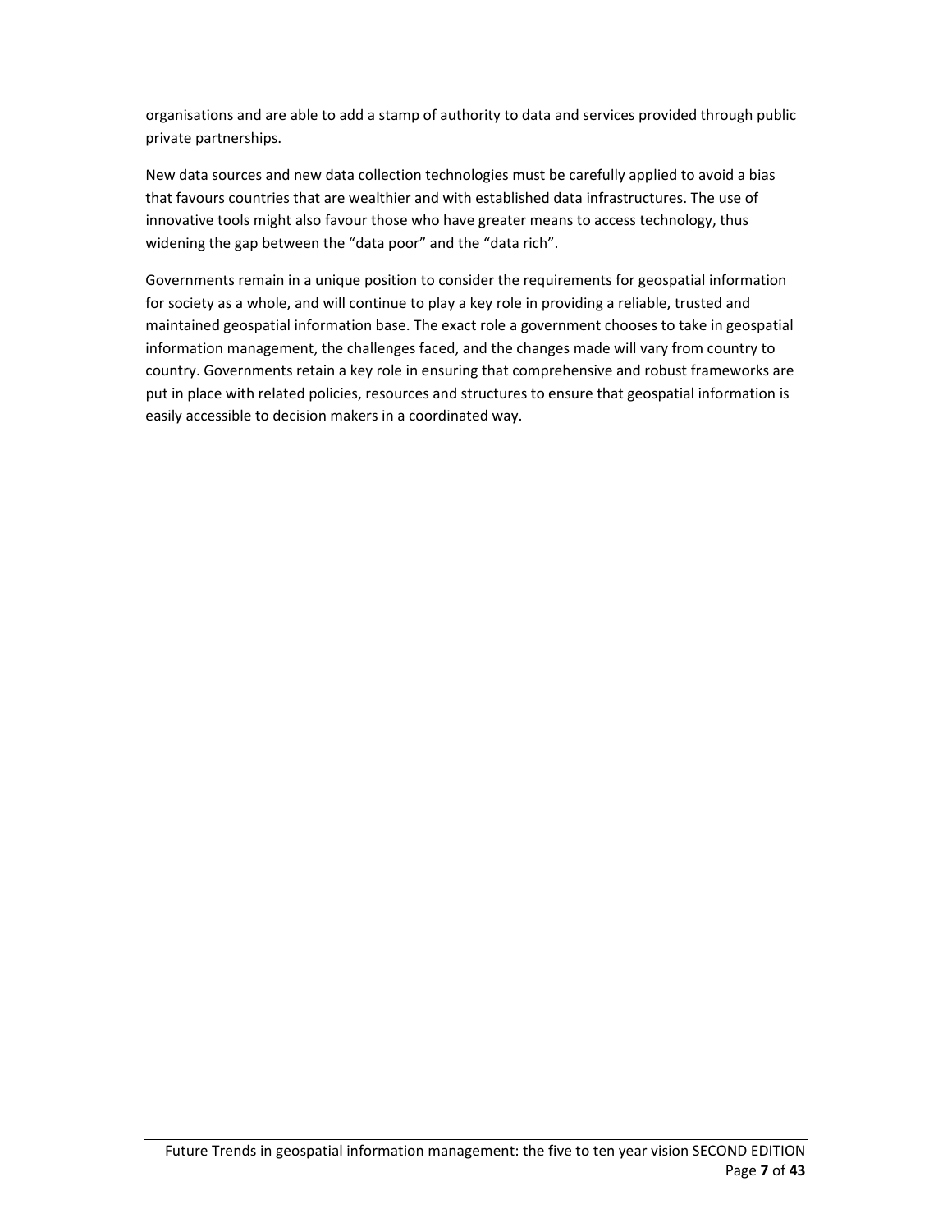organisations and are able to add a stamp of authority to data and services provided through public private partnerships.

New data sources and new data collection technologies must be carefully applied to avoid a bias that favours countries that are wealthier and with established data infrastructures. The use of innovative tools might also favour those who have greater means to access technology, thus widening the gap between the "data poor" and the "data rich".

Governments remain in a unique position to consider the requirements for geospatial information for society as a whole, and will continue to play a key role in providing a reliable, trusted and maintained geospatial information base. The exact role a government chooses to take in geospatial information management, the challenges faced, and the changes made will vary from country to country. Governments retain a key role in ensuring that comprehensive and robust frameworks are put in place with related policies, resources and structures to ensure that geospatial information is easily accessible to decision makers in a coordinated way.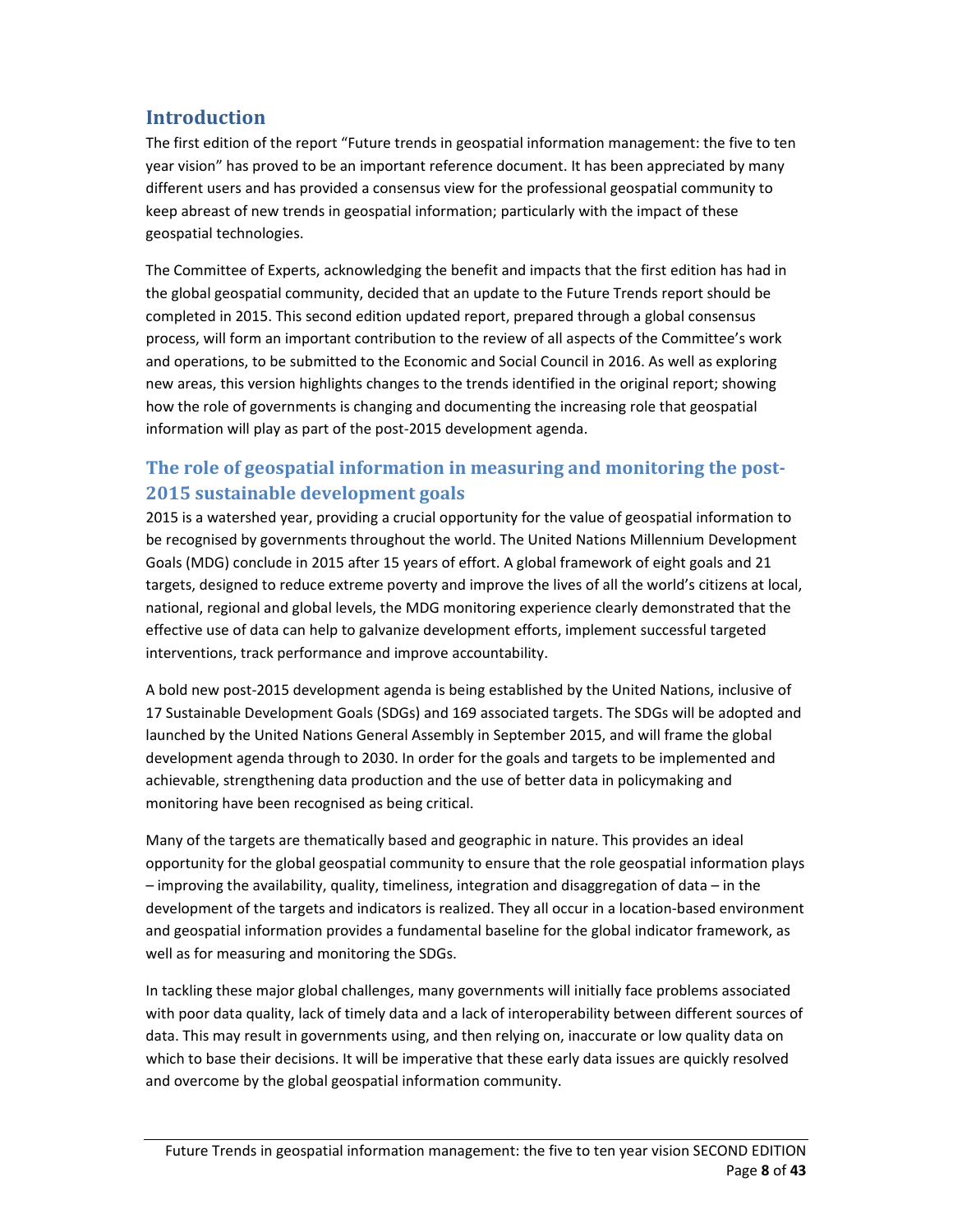## Introduction

The first edition of the report "Future trends in geospatial information management: the five to ten year vision" has proved to be an important reference document. It has been appreciated by many different users and has provided a consensus view for the professional geospatial community to keep abreast of new trends in geospatial information; particularly with the impact of these geospatial technologies.

The Committee of Experts, acknowledging the benefit and impacts that the first edition has had in the global geospatial community, decided that an update to the Future Trends report should be completed in 2015. This second edition updated report, prepared through a global consensus process, will form an important contribution to the review of all aspects of the Committee's work and operations, to be submitted to the Economic and Social Council in 2016. As well as exploring new areas, this version highlights changes to the trends identified in the original report; showing how the role of governments is changing and documenting the increasing role that geospatial information will play as part of the post-2015 development agenda.

### The role of geospatial information in measuring and monitoring the post-2015 sustainable development goals

2015 is a watershed year, providing a crucial opportunity for the value of geospatial information to be recognised by governments throughout the world. The United Nations Millennium Development Goals (MDG) conclude in 2015 after 15 years of effort. A global framework of eight goals and 21 targets, designed to reduce extreme poverty and improve the lives of all the world's citizens at local, national, regional and global levels, the MDG monitoring experience clearly demonstrated that the effective use of data can help to galvanize development efforts, implement successful targeted interventions, track performance and improve accountability.

A bold new post-2015 development agenda is being established by the United Nations, inclusive of 17 Sustainable Development Goals (SDGs) and 169 associated targets. The SDGs will be adopted and launched by the United Nations General Assembly in September 2015, and will frame the global development agenda through to 2030. In order for the goals and targets to be implemented and achievable, strengthening data production and the use of better data in policymaking and monitoring have been recognised as being critical.

Many of the targets are thematically based and geographic in nature. This provides an ideal opportunity for the global geospatial community to ensure that the role geospatial information plays – improving the availability, quality, timeliness, integration and disaggregation of data – in the development of the targets and indicators is realized. They all occur in a location-based environment and geospatial information provides a fundamental baseline for the global indicator framework, as well as for measuring and monitoring the SDGs.

In tackling these major global challenges, many governments will initially face problems associated with poor data quality, lack of timely data and a lack of interoperability between different sources of data. This may result in governments using, and then relying on, inaccurate or low quality data on which to base their decisions. It will be imperative that these early data issues are quickly resolved and overcome by the global geospatial information community.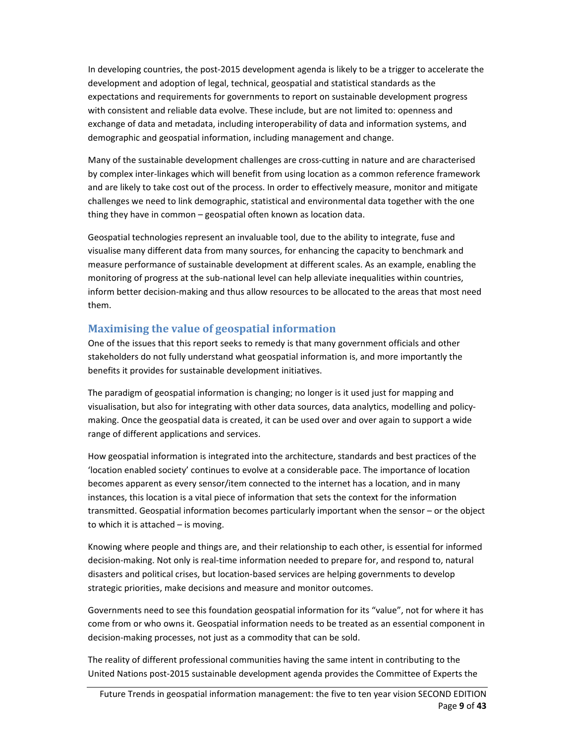In developing countries, the post-2015 development agenda is likely to be a trigger to accelerate the development and adoption of legal, technical, geospatial and statistical standards as the expectations and requirements for governments to report on sustainable development progress with consistent and reliable data evolve. These include, but are not limited to: openness and exchange of data and metadata, including interoperability of data and information systems, and demographic and geospatial information, including management and change.

Many of the sustainable development challenges are cross-cutting in nature and are characterised by complex inter-linkages which will benefit from using location as a common reference framework and are likely to take cost out of the process. In order to effectively measure, monitor and mitigate challenges we need to link demographic, statistical and environmental data together with the one thing they have in common – geospatial often known as location data.

Geospatial technologies represent an invaluable tool, due to the ability to integrate, fuse and visualise many different data from many sources, for enhancing the capacity to benchmark and measure performance of sustainable development at different scales. As an example, enabling the monitoring of progress at the sub-national level can help alleviate inequalities within countries, inform better decision-making and thus allow resources to be allocated to the areas that most need them.

## Maximising the value of geospatial information

One of the issues that this report seeks to remedy is that many government officials and other stakeholders do not fully understand what geospatial information is, and more importantly the benefits it provides for sustainable development initiatives.

The paradigm of geospatial information is changing; no longer is it used just for mapping and visualisation, but also for integrating with other data sources, data analytics, modelling and policy-making. Once the geospatial data is created, it can be used over and over again to support a wide range of different applications and services.

How geospatial information is integrated into the architecture, standards and best practices of the 'location enabled society' continues to evolve at a considerable pace. The importance of location becomes apparent as every sensor/item connected to the internet has a location, and in many instances, this location is a vital piece of information that sets the context for the information transmitted. Geospatial information becomes particularly important when the sensor – or the object to which it is attached – is moving.

Knowing where people and things are, and their relationship to each other, is essential for informed decision-making. Not only is real-time information needed to prepare for, and respond to, natural disasters and political crises, but location-based services are helping governments to develop strategic priorities, make decisions and measure and monitor outcomes.

Governments need to see this foundation geospatial information for its "value", not for where it has come from or who owns it. Geospatial information needs to be treated as an essential component in decision-making processes, not just as a commodity that can be sold.

The reality of different professional communities having the same intent in contributing to the United Nations post-2015 sustainable development agenda provides the Committee of Experts the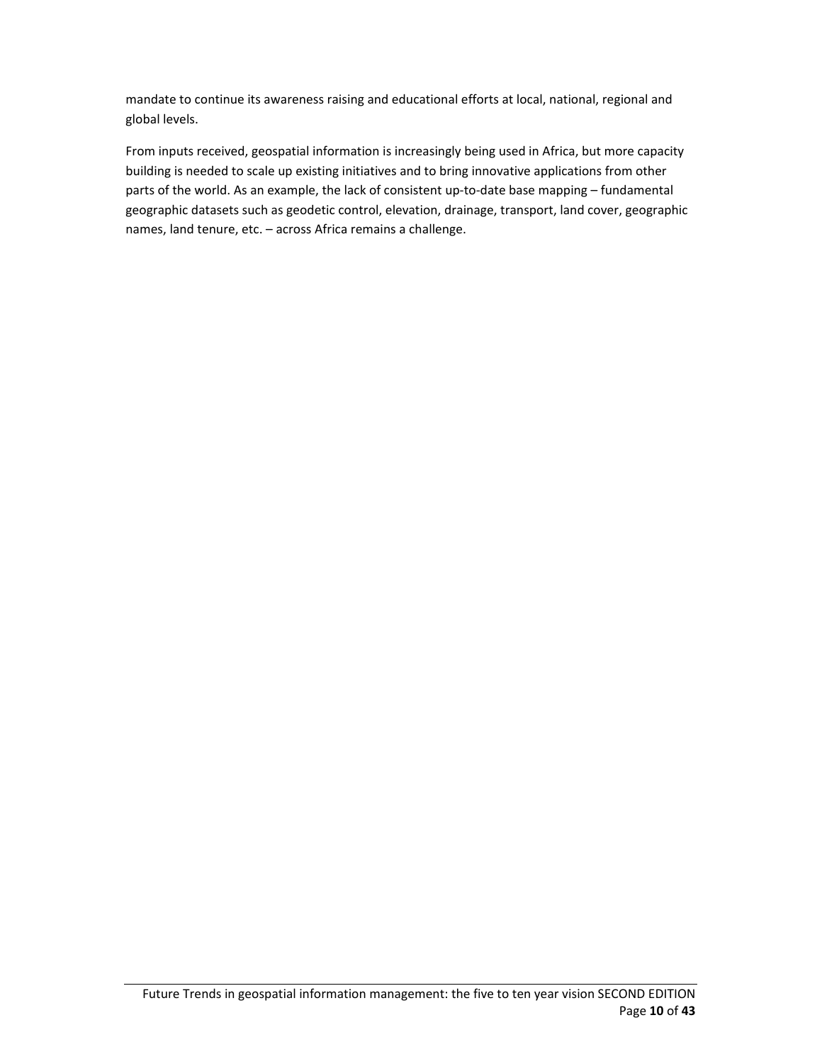mandate to continue its awareness raising and educational efforts at local, national, regional and global levels.

From inputs received, geospatial information is increasingly being used in Africa, but more capacity building is needed to scale up existing initiatives and to bring innovative applications from other parts of the world. As an example, the lack of consistent up-to-date base mapping – fundamental geographic datasets such as geodetic control, elevation, drainage, transport, land cover, geographic names, land tenure, etc. – across Africa remains a challenge.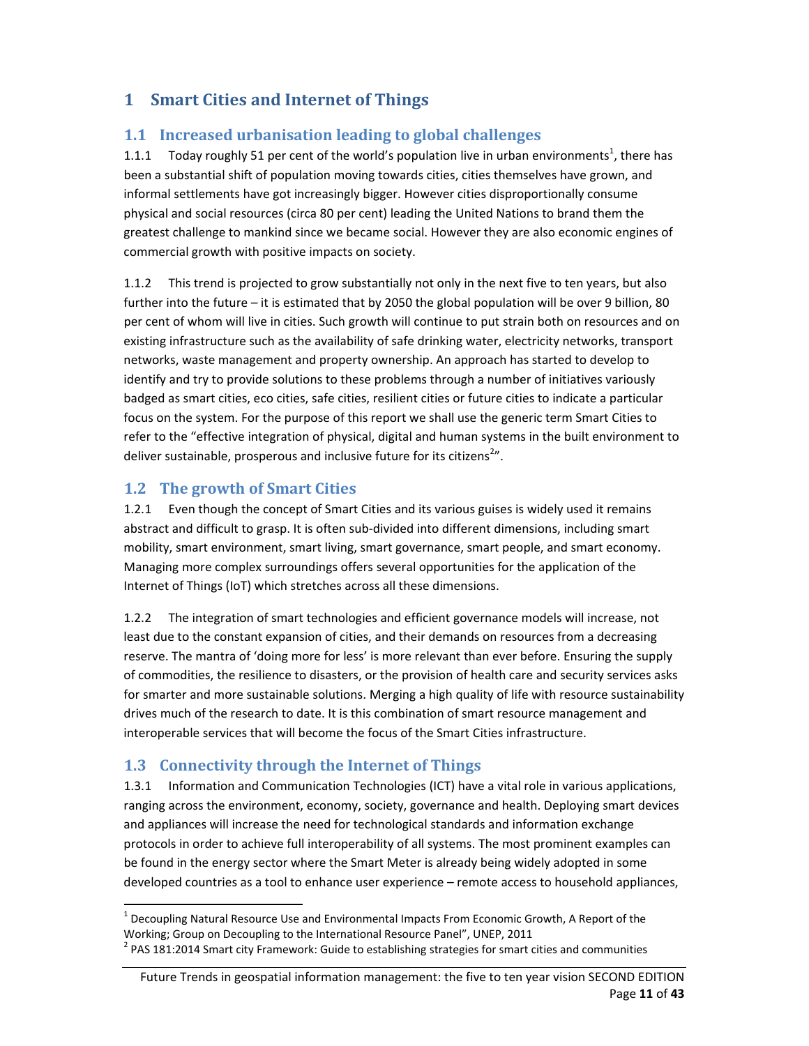# 1 Smart Cities and Internet of Things

## 1.1 Increased urbanisation leading to global challenges

1.1.1 Today roughly 51 per cent of the world's population live in urban environments[1], there has been a substantial shift of population moving towards cities, cities themselves have grown, and informal settlements have got increasingly bigger. However cities disproportionally consume physical and social resources (circa 80 per cent) leading the United Nations to brand them the greatest challenge to mankind since we became social. However they are also economic engines of commercial growth with positive impacts on society.

1.1.2 This trend is projected to grow substantially not only in the next five to ten years, but also further into the future – it is estimated that by 2050 the global population will be over 9 billion, 80 per cent of whom will live in cities. Such growth will continue to put strain both on resources and on existing infrastructure such as the availability of safe drinking water, electricity networks, transport networks, waste management and property ownership. An approach has started to develop to identify and try to provide solutions to these problems through a number of initiatives variously badged as smart cities, eco cities, safe cities, resilient cities or future cities to indicate a particular focus on the system. For the purpose of this report we shall use the generic term Smart Cities to refer to the "effective integration of physical, digital and human systems in the built environment to deliver sustainable, prosperous and inclusive future for its citizens[2]".

## 1.2 The growth of Smart Cities

1.2.1 Even though the concept of Smart Cities and its various guises is widely used it remains abstract and difficult to grasp. It is often sub-divided into different dimensions, including smart mobility, smart environment, smart living, smart governance, smart people, and smart economy. Managing more complex surroundings offers several opportunities for the application of the Internet of Things (IoT) which stretches across all these dimensions.

1.2.2 The integration of smart technologies and efficient governance models will increase, not least due to the constant expansion of cities, and their demands on resources from a decreasing reserve. The mantra of 'doing more for less' is more relevant than ever before. Ensuring the supply of commodities, the resilience to disasters, or the provision of health care and security services asks for smarter and more sustainable solutions. Merging a high quality of life with resource sustainability drives much of the research to date. It is this combination of smart resource management and interoperable services that will become the focus of the Smart Cities infrastructure.

## 1.3 Connectivity through the Internet of Things

1.3.1 Information and Communication Technologies (ICT) have a vital role in various applications, ranging across the environment, economy, society, governance and health. Deploying smart devices and appliances will increase the need for technological standards and information exchange protocols in order to achieve full interoperability of all systems. The most prominent examples can be found in the energy sector where the Smart Meter is already being widely adopted in some developed countries as a tool to enhance user experience – remote access to household appliances,

---

[1] Decoupling Natural Resource Use and Environmental Impacts From Economic Growth, A Report of the Working; Group on Decoupling to the International Resource Panel", UNEP, 2011

[2] PAS 181:2014 Smart city Framework: Guide to establishing strategies for smart cities and communities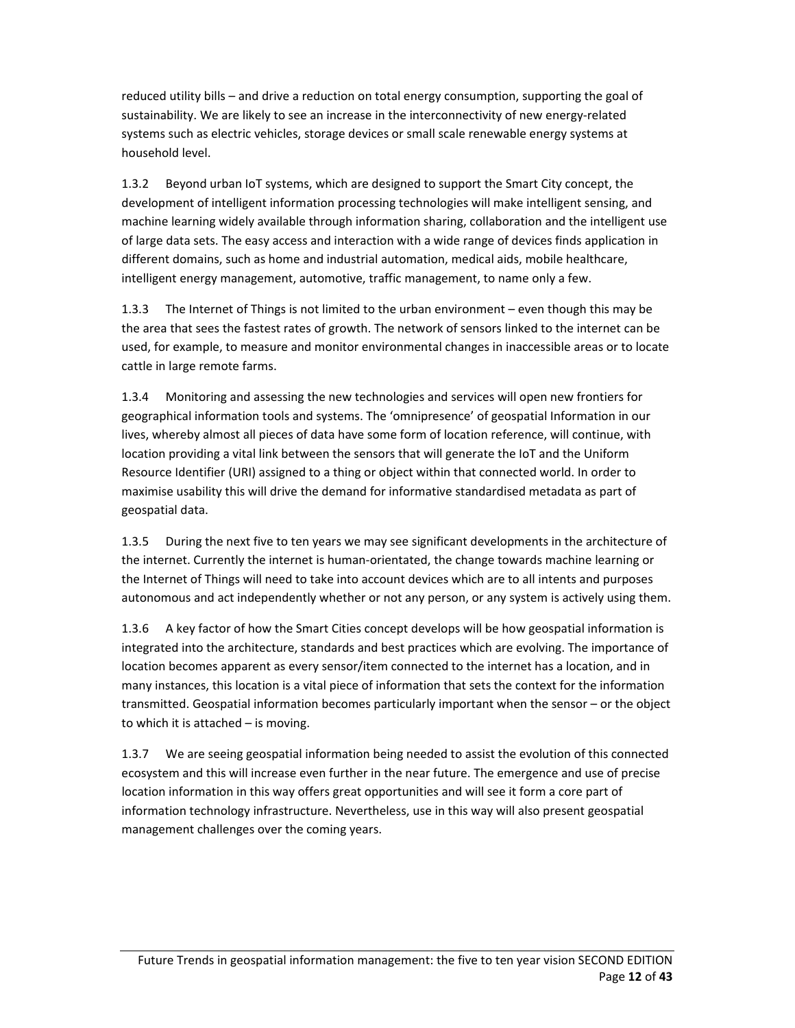reduced utility bills – and drive a reduction on total energy consumption, supporting the goal of sustainability. We are likely to see an increase in the interconnectivity of new energy-related systems such as electric vehicles, storage devices or small scale renewable energy systems at household level.

1.3.2 Beyond urban IoT systems, which are designed to support the Smart City concept, the development of intelligent information processing technologies will make intelligent sensing, and machine learning widely available through information sharing, collaboration and the intelligent use of large data sets. The easy access and interaction with a wide range of devices finds application in different domains, such as home and industrial automation, medical aids, mobile healthcare, intelligent energy management, automotive, traffic management, to name only a few.

1.3.3 The Internet of Things is not limited to the urban environment – even though this may be the area that sees the fastest rates of growth. The network of sensors linked to the internet can be used, for example, to measure and monitor environmental changes in inaccessible areas or to locate cattle in large remote farms.

1.3.4 Monitoring and assessing the new technologies and services will open new frontiers for geographical information tools and systems. The 'omnipresence' of geospatial Information in our lives, whereby almost all pieces of data have some form of location reference, will continue, with location providing a vital link between the sensors that will generate the IoT and the Uniform Resource Identifier (URI) assigned to a thing or object within that connected world. In order to maximise usability this will drive the demand for informative standardised metadata as part of geospatial data.

1.3.5 During the next five to ten years we may see significant developments in the architecture of the internet. Currently the internet is human-orientated, the change towards machine learning or the Internet of Things will need to take into account devices which are to all intents and purposes autonomous and act independently whether or not any person, or any system is actively using them.

1.3.6 A key factor of how the Smart Cities concept develops will be how geospatial information is integrated into the architecture, standards and best practices which are evolving. The importance of location becomes apparent as every sensor/item connected to the internet has a location, and in many instances, this location is a vital piece of information that sets the context for the information transmitted. Geospatial information becomes particularly important when the sensor – or the object to which it is attached – is moving.

1.3.7 We are seeing geospatial information being needed to assist the evolution of this connected ecosystem and this will increase even further in the near future. The emergence and use of precise location information in this way offers great opportunities and will see it form a core part of information technology infrastructure. Nevertheless, use in this way will also present geospatial management challenges over the coming years.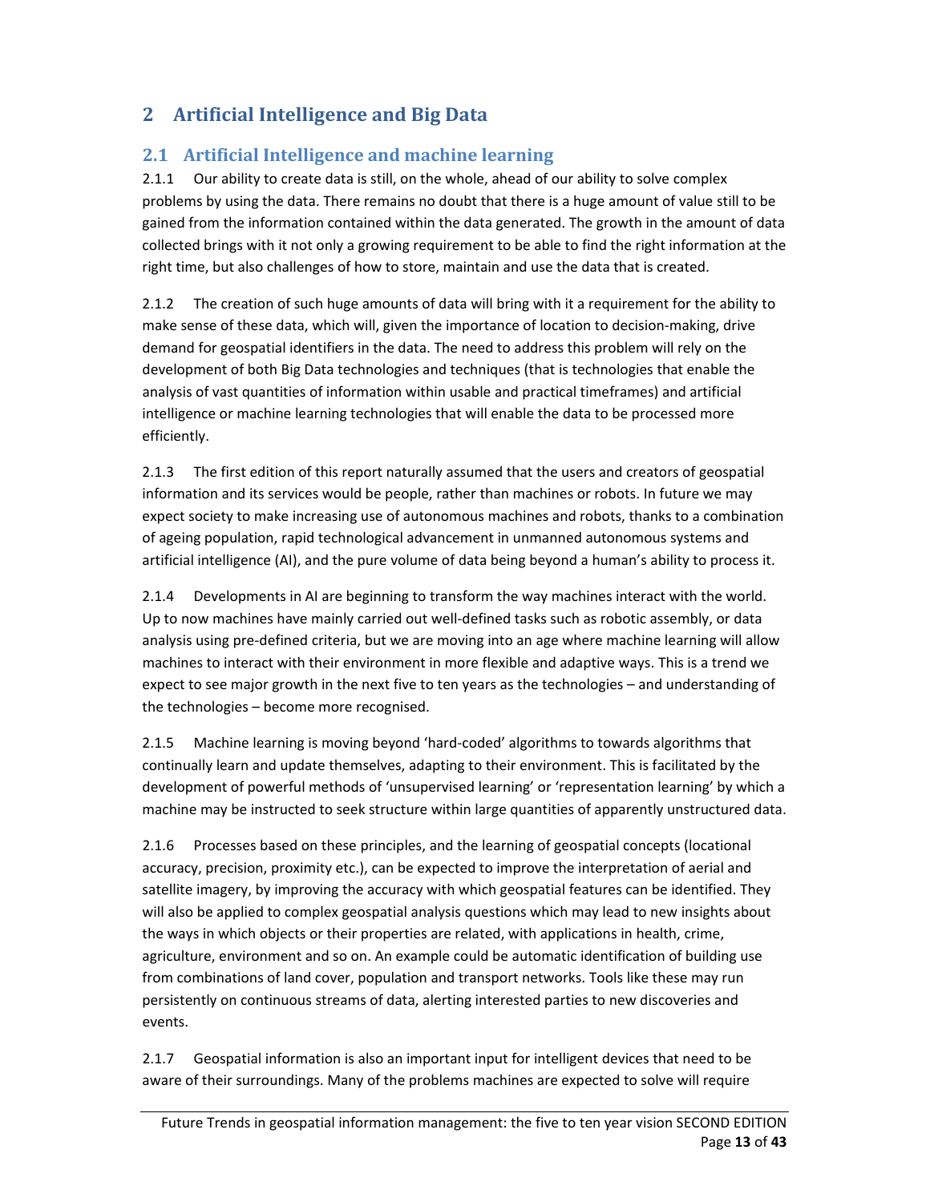# 2 Artificial Intelligence and Big Data

## 2.1 Artificial Intelligence and machine learning

2.1.1 Our ability to create data is still, on the whole, ahead of our ability to solve complex problems by using the data. There remains no doubt that there is a huge amount of value still to be gained from the information contained within the data generated. The growth in the amount of data collected brings with it not only a growing requirement to be able to find the right information at the right time, but also challenges of how to store, maintain and use the data that is created.

2.1.2 The creation of such huge amounts of data will bring with it a requirement for the ability to make sense of these data, which will, given the importance of location to decision-making, drive demand for geospatial identifiers in the data. The need to address this problem will rely on the development of both Big Data technologies and techniques (that is technologies that enable the analysis of vast quantities of information within usable and practical timeframes) and artificial intelligence or machine learning technologies that will enable the data to be processed more efficiently.

2.1.3 The first edition of this report naturally assumed that the users and creators of geospatial information and its services would be people, rather than machines or robots. In future we may expect society to make increasing use of autonomous machines and robots, thanks to a combination of ageing population, rapid technological advancement in unmanned autonomous systems and artificial intelligence (AI), and the pure volume of data being beyond a human's ability to process it.

2.1.4 Developments in AI are beginning to transform the way machines interact with the world. Up to now machines have mainly carried out well-defined tasks such as robotic assembly, or data analysis using pre-defined criteria, but we are moving into an age where machine learning will allow machines to interact with their environment in more flexible and adaptive ways. This is a trend we expect to see major growth in the next five to ten years as the technologies – and understanding of the technologies – become more recognised.

2.1.5 Machine learning is moving beyond 'hard-coded' algorithms to towards algorithms that continually learn and update themselves, adapting to their environment. This is facilitated by the development of powerful methods of 'unsupervised learning' or 'representation learning' by which a machine may be instructed to seek structure within large quantities of apparently unstructured data.

2.1.6 Processes based on these principles, and the learning of geospatial concepts (locational accuracy, precision, proximity etc.), can be expected to improve the interpretation of aerial and satellite imagery, by improving the accuracy with which geospatial features can be identified. They will also be applied to complex geospatial analysis questions which may lead to new insights about the ways in which objects or their properties are related, with applications in health, crime, agriculture, environment and so on. An example could be automatic identification of building use from combinations of land cover, population and transport networks. Tools like these may run persistently on continuous streams of data, alerting interested parties to new discoveries and events.

2.1.7 Geospatial information is also an important input for intelligent devices that need to be aware of their surroundings. Many of the problems machines are expected to solve will require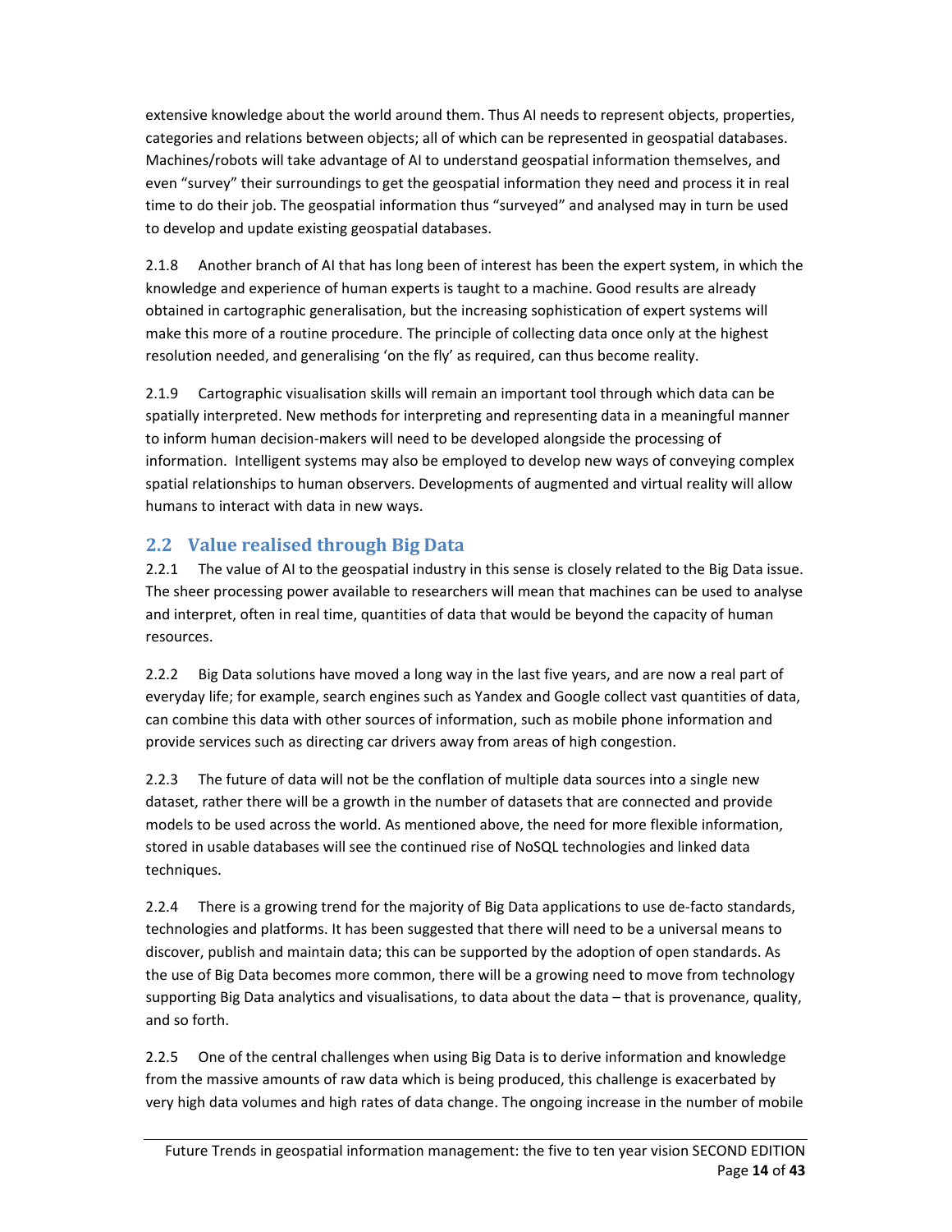extensive knowledge about the world around them. Thus AI needs to represent objects, properties, categories and relations between objects; all of which can be represented in geospatial databases. Machines/robots will take advantage of AI to understand geospatial information themselves, and even "survey" their surroundings to get the geospatial information they need and process it in real time to do their job. The geospatial information thus "surveyed" and analysed may in turn be used to develop and update existing geospatial databases.

2.1.8 Another branch of AI that has long been of interest has been the expert system, in which the knowledge and experience of human experts is taught to a machine. Good results are already obtained in cartographic generalisation, but the increasing sophistication of expert systems will make this more of a routine procedure. The principle of collecting data once only at the highest resolution needed, and generalising 'on the fly' as required, can thus become reality.

2.1.9 Cartographic visualisation skills will remain an important tool through which data can be spatially interpreted. New methods for interpreting and representing data in a meaningful manner to inform human decision-makers will need to be developed alongside the processing of information. Intelligent systems may also be employed to develop new ways of conveying complex spatial relationships to human observers. Developments of augmented and virtual reality will allow humans to interact with data in new ways.

## 2.2 Value realised through Big Data

2.2.1 The value of AI to the geospatial industry in this sense is closely related to the Big Data issue. The sheer processing power available to researchers will mean that machines can be used to analyse and interpret, often in real time, quantities of data that would be beyond the capacity of human resources.

2.2.2 Big Data solutions have moved a long way in the last five years, and are now a real part of everyday life; for example, search engines such as Yandex and Google collect vast quantities of data, can combine this data with other sources of information, such as mobile phone information and provide services such as directing car drivers away from areas of high congestion.

2.2.3 The future of data will not be the conflation of multiple data sources into a single new dataset, rather there will be a growth in the number of datasets that are connected and provide models to be used across the world. As mentioned above, the need for more flexible information, stored in usable databases will see the continued rise of NoSQL technologies and linked data techniques.

2.2.4 There is a growing trend for the majority of Big Data applications to use de-facto standards, technologies and platforms. It has been suggested that there will need to be a universal means to discover, publish and maintain data; this can be supported by the adoption of open standards. As the use of Big Data becomes more common, there will be a growing need to move from technology supporting Big Data analytics and visualisations, to data about the data – that is provenance, quality, and so forth.

2.2.5 One of the central challenges when using Big Data is to derive information and knowledge from the massive amounts of raw data which is being produced, this challenge is exacerbated by very high data volumes and high rates of data change. The ongoing increase in the number of mobile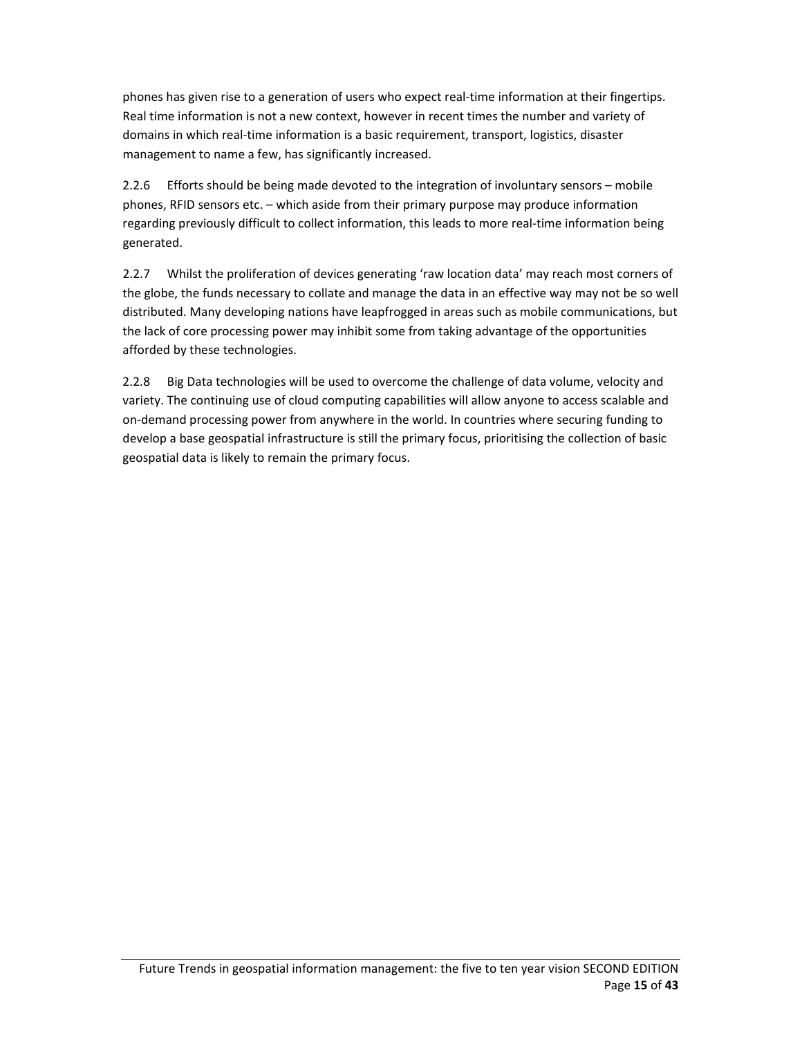phones has given rise to a generation of users who expect real-time information at their fingertips. Real time information is not a new context, however in recent times the number and variety of domains in which real-time information is a basic requirement, transport, logistics, disaster management to name a few, has significantly increased.

2.2.6 Efforts should be being made devoted to the integration of involuntary sensors – mobile phones, RFID sensors etc. – which aside from their primary purpose may produce information regarding previously difficult to collect information, this leads to more real-time information being generated.

2.2.7 Whilst the proliferation of devices generating 'raw location data' may reach most corners of the globe, the funds necessary to collate and manage the data in an effective way may not be so well distributed. Many developing nations have leapfrogged in areas such as mobile communications, but the lack of core processing power may inhibit some from taking advantage of the opportunities afforded by these technologies.

2.2.8 Big Data technologies will be used to overcome the challenge of data volume, velocity and variety. The continuing use of cloud computing capabilities will allow anyone to access scalable and on-demand processing power from anywhere in the world. In countries where securing funding to develop a base geospatial infrastructure is still the primary focus, prioritising the collection of basic geospatial data is likely to remain the primary focus.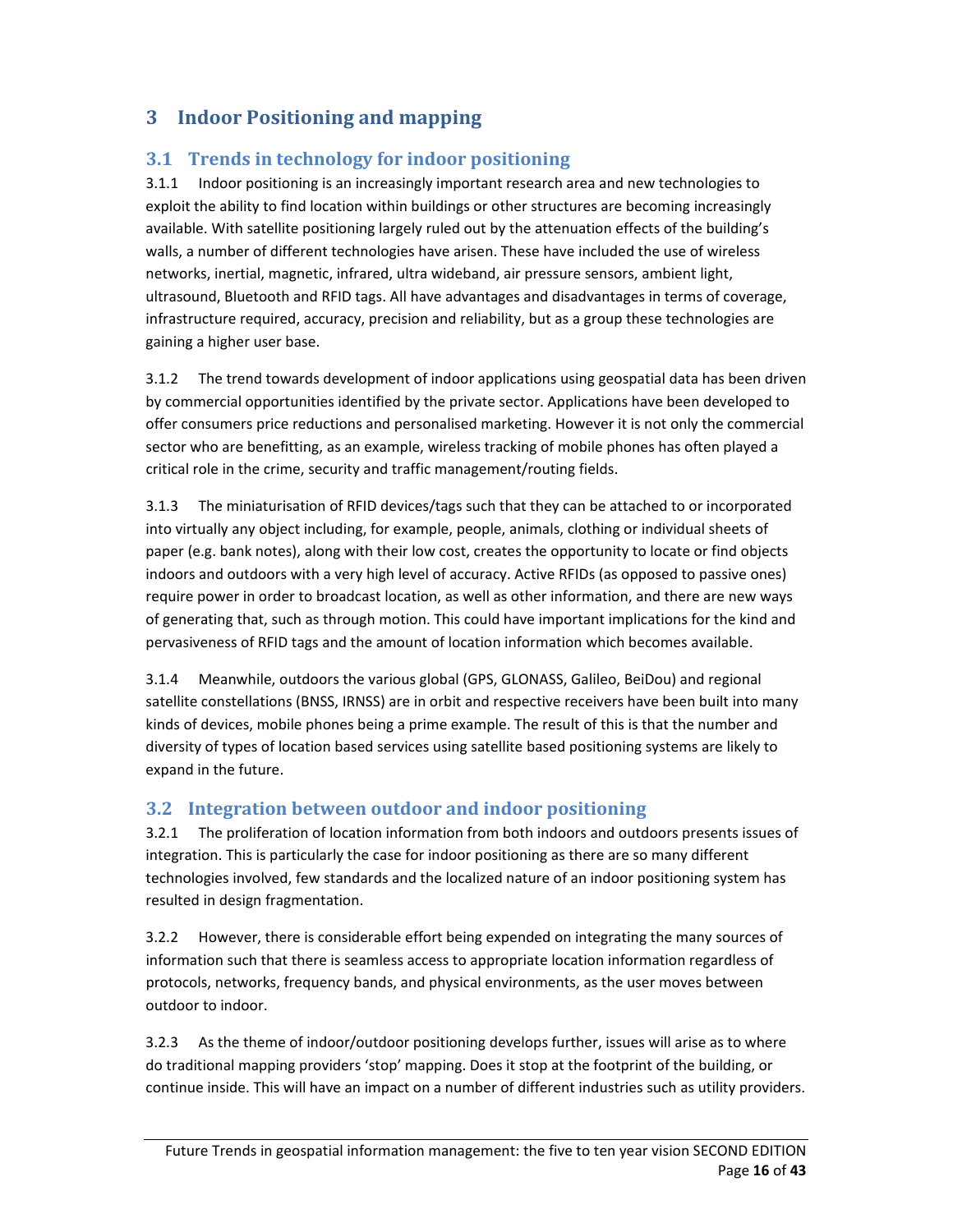# 3 Indoor Positioning and mapping

## 3.1 Trends in technology for indoor positioning

3.1.1 Indoor positioning is an increasingly important research area and new technologies to exploit the ability to find location within buildings or other structures are becoming increasingly available. With satellite positioning largely ruled out by the attenuation effects of the building's walls, a number of different technologies have arisen. These have included the use of wireless networks, inertial, magnetic, infrared, ultra wideband, air pressure sensors, ambient light, ultrasound, Bluetooth and RFID tags. All have advantages and disadvantages in terms of coverage, infrastructure required, accuracy, precision and reliability, but as a group these technologies are gaining a higher user base.

3.1.2 The trend towards development of indoor applications using geospatial data has been driven by commercial opportunities identified by the private sector. Applications have been developed to offer consumers price reductions and personalised marketing. However it is not only the commercial sector who are benefitting, as an example, wireless tracking of mobile phones has often played a critical role in the crime, security and traffic management/routing fields.

3.1.3 The miniaturisation of RFID devices/tags such that they can be attached to or incorporated into virtually any object including, for example, people, animals, clothing or individual sheets of paper (e.g. bank notes), along with their low cost, creates the opportunity to locate or find objects indoors and outdoors with a very high level of accuracy. Active RFIDs (as opposed to passive ones) require power in order to broadcast location, as well as other information, and there are new ways of generating that, such as through motion. This could have important implications for the kind and pervasiveness of RFID tags and the amount of location information which becomes available.

3.1.4 Meanwhile, outdoors the various global (GPS, GLONASS, Galileo, BeiDou) and regional satellite constellations (BNSS, IRNSS) are in orbit and respective receivers have been built into many kinds of devices, mobile phones being a prime example. The result of this is that the number and diversity of types of location based services using satellite based positioning systems are likely to expand in the future.

## 3.2 Integration between outdoor and indoor positioning

3.2.1 The proliferation of location information from both indoors and outdoors presents issues of integration. This is particularly the case for indoor positioning as there are so many different technologies involved, few standards and the localized nature of an indoor positioning system has resulted in design fragmentation.

3.2.2 However, there is considerable effort being expended on integrating the many sources of information such that there is seamless access to appropriate location information regardless of protocols, networks, frequency bands, and physical environments, as the user moves between outdoor to indoor.

3.2.3 As the theme of indoor/outdoor positioning develops further, issues will arise as to where do traditional mapping providers 'stop' mapping. Does it stop at the footprint of the building, or continue inside. This will have an impact on a number of different industries such as utility providers.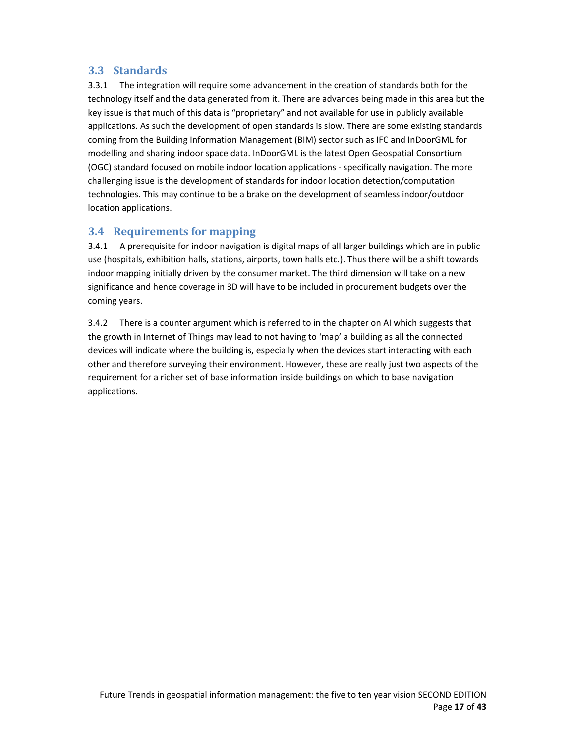## 3.3 Standards

3.3.1 The integration will require some advancement in the creation of standards both for the technology itself and the data generated from it. There are advances being made in this area but the key issue is that much of this data is "proprietary" and not available for use in publicly available applications. As such the development of open standards is slow. There are some existing standards coming from the Building Information Management (BIM) sector such as IFC and InDoorGML for modelling and sharing indoor space data. InDoorGML is the latest Open Geospatial Consortium (OGC) standard focused on mobile indoor location applications - specifically navigation. The more challenging issue is the development of standards for indoor location detection/computation technologies. This may continue to be a brake on the development of seamless indoor/outdoor location applications.

## 3.4 Requirements for mapping

3.4.1 A prerequisite for indoor navigation is digital maps of all larger buildings which are in public use (hospitals, exhibition halls, stations, airports, town halls etc.). Thus there will be a shift towards indoor mapping initially driven by the consumer market. The third dimension will take on a new significance and hence coverage in 3D will have to be included in procurement budgets over the coming years.

3.4.2 There is a counter argument which is referred to in the chapter on AI which suggests that the growth in Internet of Things may lead to not having to 'map' a building as all the connected devices will indicate where the building is, especially when the devices start interacting with each other and therefore surveying their environment. However, these are really just two aspects of the requirement for a richer set of base information inside buildings on which to base navigation applications.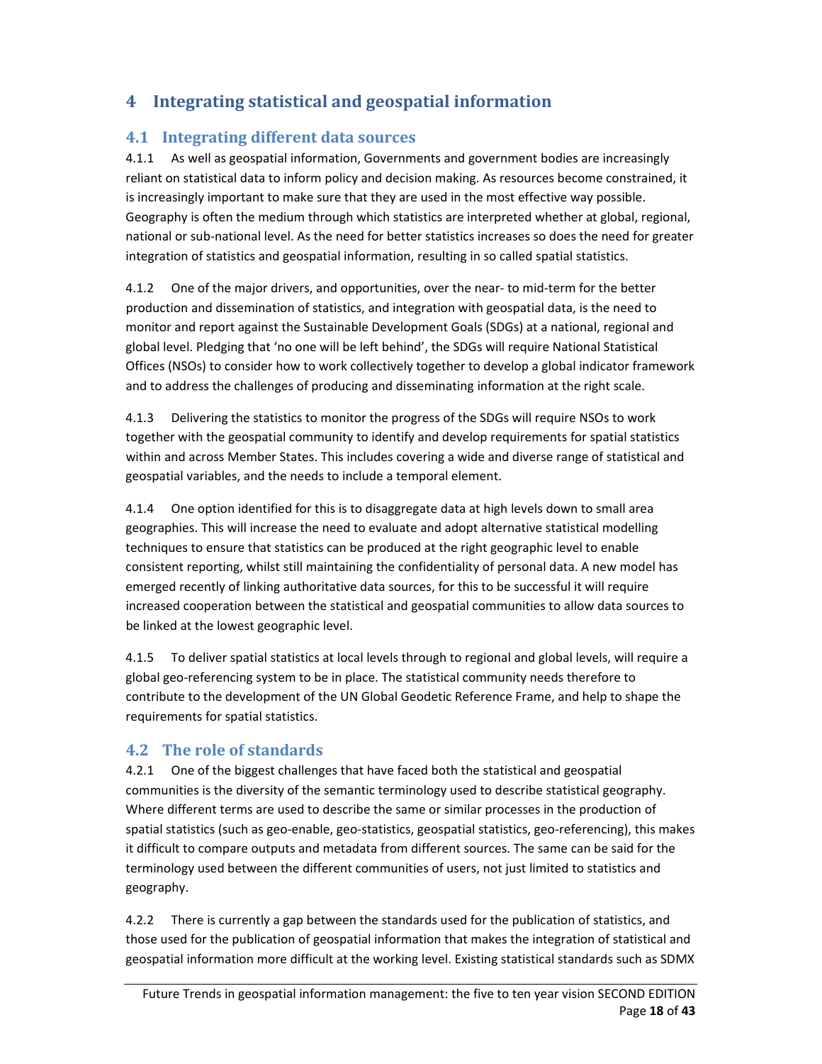# 4 Integrating statistical and geospatial information

## 4.1 Integrating different data sources

4.1.1 As well as geospatial information, Governments and government bodies are increasingly reliant on statistical data to inform policy and decision making. As resources become constrained, it is increasingly important to make sure that they are used in the most effective way possible. Geography is often the medium through which statistics are interpreted whether at global, regional, national or sub-national level. As the need for better statistics increases so does the need for greater integration of statistics and geospatial information, resulting in so called spatial statistics.

4.1.2 One of the major drivers, and opportunities, over the near- to mid-term for the better production and dissemination of statistics, and integration with geospatial data, is the need to monitor and report against the Sustainable Development Goals (SDGs) at a national, regional and global level. Pledging that 'no one will be left behind', the SDGs will require National Statistical Offices (NSOs) to consider how to work collectively together to develop a global indicator framework and to address the challenges of producing and disseminating information at the right scale.

4.1.3 Delivering the statistics to monitor the progress of the SDGs will require NSOs to work together with the geospatial community to identify and develop requirements for spatial statistics within and across Member States. This includes covering a wide and diverse range of statistical and geospatial variables, and the needs to include a temporal element.

4.1.4 One option identified for this is to disaggregate data at high levels down to small area geographies. This will increase the need to evaluate and adopt alternative statistical modelling techniques to ensure that statistics can be produced at the right geographic level to enable consistent reporting, whilst still maintaining the confidentiality of personal data. A new model has emerged recently of linking authoritative data sources, for this to be successful it will require increased cooperation between the statistical and geospatial communities to allow data sources to be linked at the lowest geographic level.

4.1.5 To deliver spatial statistics at local levels through to regional and global levels, will require a global geo-referencing system to be in place. The statistical community needs therefore to contribute to the development of the UN Global Geodetic Reference Frame, and help to shape the requirements for spatial statistics.

## 4.2 The role of standards

4.2.1 One of the biggest challenges that have faced both the statistical and geospatial communities is the diversity of the semantic terminology used to describe statistical geography. Where different terms are used to describe the same or similar processes in the production of spatial statistics (such as geo-enable, geo-statistics, geospatial statistics, geo-referencing), this makes it difficult to compare outputs and metadata from different sources. The same can be said for the terminology used between the different communities of users, not just limited to statistics and geography.

4.2.2 There is currently a gap between the standards used for the publication of statistics, and those used for the publication of geospatial information that makes the integration of statistical and geospatial information more difficult at the working level. Existing statistical standards such as SDMX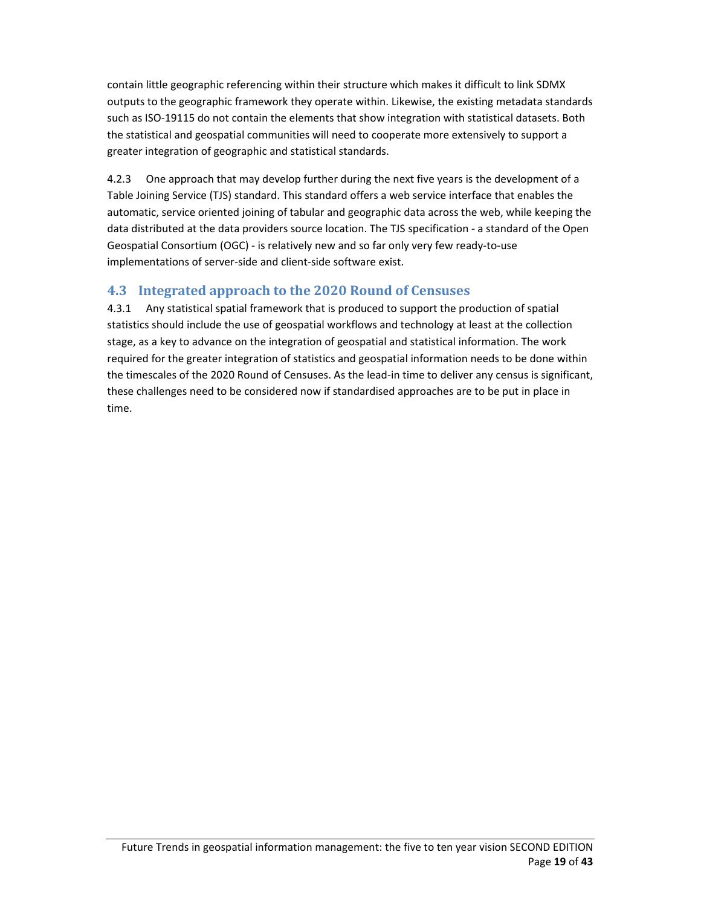contain little geographic referencing within their structure which makes it difficult to link SDMX outputs to the geographic framework they operate within. Likewise, the existing metadata standards such as ISO-19115 do not contain the elements that show integration with statistical datasets. Both the statistical and geospatial communities will need to cooperate more extensively to support a greater integration of geographic and statistical standards.

4.2.3 One approach that may develop further during the next five years is the development of a Table Joining Service (TJS) standard. This standard offers a web service interface that enables the automatic, service oriented joining of tabular and geographic data across the web, while keeping the data distributed at the data providers source location. The TJS specification - a standard of the Open Geospatial Consortium (OGC) - is relatively new and so far only very few ready-to-use implementations of server-side and client-side software exist.

## 4.3 Integrated approach to the 2020 Round of Censuses

4.3.1 Any statistical spatial framework that is produced to support the production of spatial statistics should include the use of geospatial workflows and technology at least at the collection stage, as a key to advance on the integration of geospatial and statistical information. The work required for the greater integration of statistics and geospatial information needs to be done within the timescales of the 2020 Round of Censuses. As the lead-in time to deliver any census is significant, these challenges need to be considered now if standardised approaches are to be put in place in time.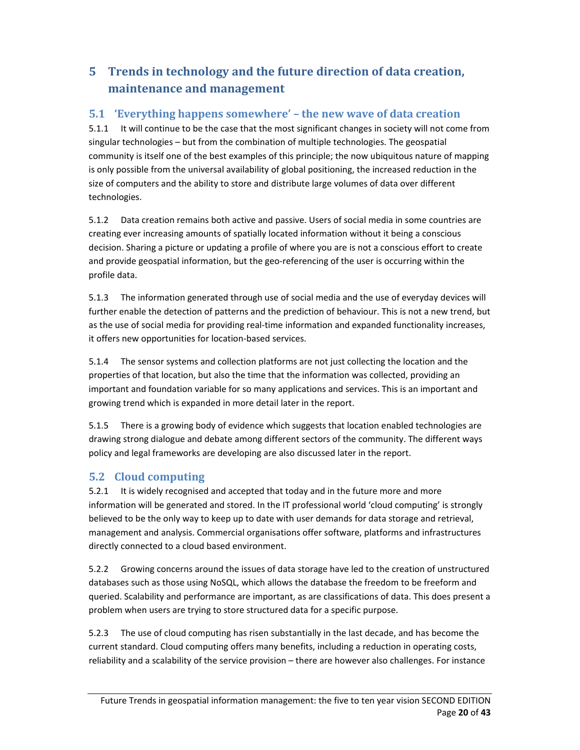# 5 Trends in technology and the future direction of data creation, maintenance and management

## 5.1 'Everything happens somewhere' – the new wave of data creation

5.1.1 It will continue to be the case that the most significant changes in society will not come from singular technologies – but from the combination of multiple technologies. The geospatial community is itself one of the best examples of this principle; the now ubiquitous nature of mapping is only possible from the universal availability of global positioning, the increased reduction in the size of computers and the ability to store and distribute large volumes of data over different technologies.

5.1.2 Data creation remains both active and passive. Users of social media in some countries are creating ever increasing amounts of spatially located information without it being a conscious decision. Sharing a picture or updating a profile of where you are is not a conscious effort to create and provide geospatial information, but the geo-referencing of the user is occurring within the profile data.

5.1.3 The information generated through use of social media and the use of everyday devices will further enable the detection of patterns and the prediction of behaviour. This is not a new trend, but as the use of social media for providing real-time information and expanded functionality increases, it offers new opportunities for location-based services.

5.1.4 The sensor systems and collection platforms are not just collecting the location and the properties of that location, but also the time that the information was collected, providing an important and foundation variable for so many applications and services. This is an important and growing trend which is expanded in more detail later in the report.

5.1.5 There is a growing body of evidence which suggests that location enabled technologies are drawing strong dialogue and debate among different sectors of the community. The different ways policy and legal frameworks are developing are also discussed later in the report.

## 5.2 Cloud computing

5.2.1 It is widely recognised and accepted that today and in the future more and more information will be generated and stored. In the IT professional world 'cloud computing' is strongly believed to be the only way to keep up to date with user demands for data storage and retrieval, management and analysis. Commercial organisations offer software, platforms and infrastructures directly connected to a cloud based environment.

5.2.2 Growing concerns around the issues of data storage have led to the creation of unstructured databases such as those using NoSQL, which allows the database the freedom to be freeform and queried. Scalability and performance are important, as are classifications of data. This does present a problem when users are trying to store structured data for a specific purpose.

5.2.3 The use of cloud computing has risen substantially in the last decade, and has become the current standard. Cloud computing offers many benefits, including a reduction in operating costs, reliability and a scalability of the service provision – there are however also challenges. For instance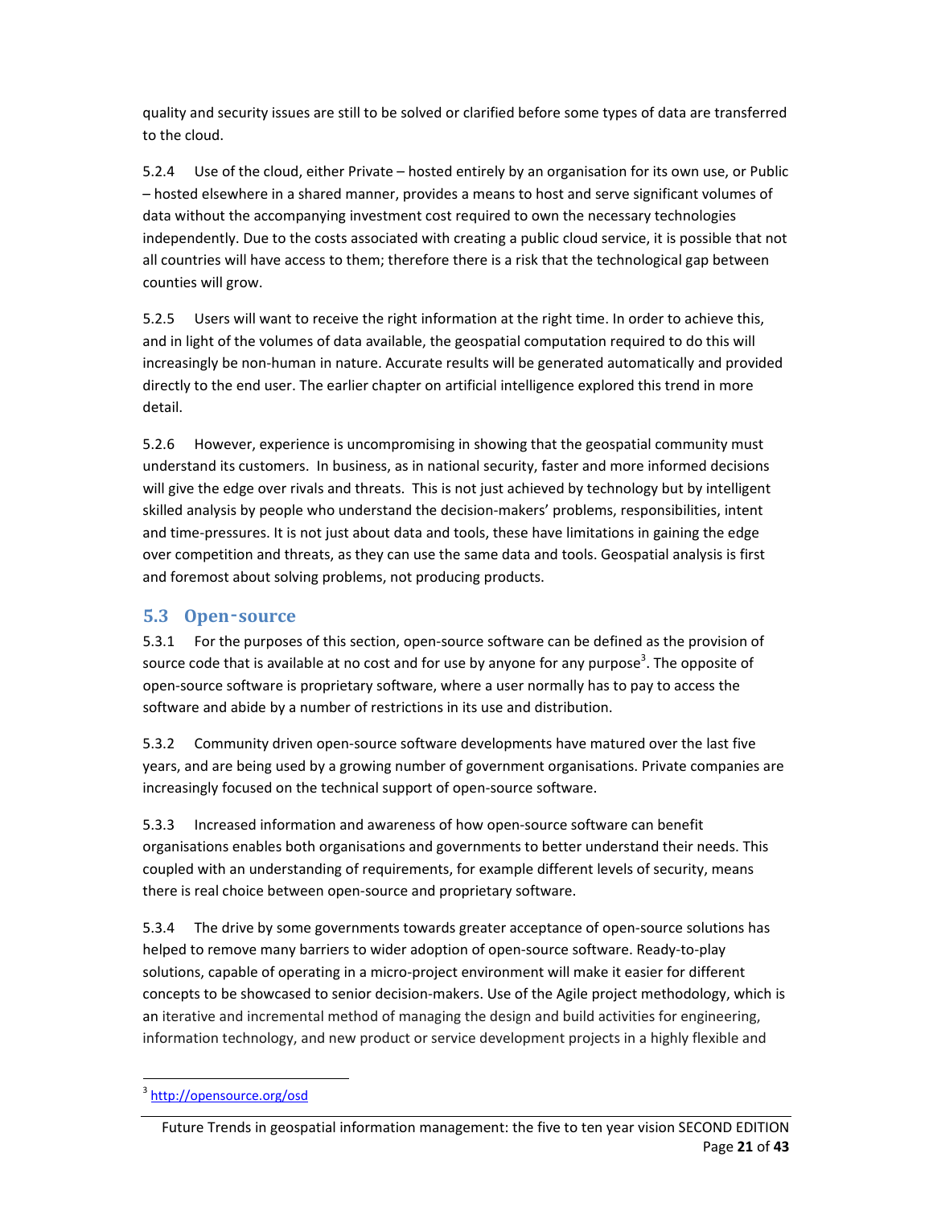quality and security issues are still to be solved or clarified before some types of data are transferred to the cloud.

5.2.4 Use of the cloud, either Private – hosted entirely by an organisation for its own use, or Public – hosted elsewhere in a shared manner, provides a means to host and serve significant volumes of data without the accompanying investment cost required to own the necessary technologies independently. Due to the costs associated with creating a public cloud service, it is possible that not all countries will have access to them; therefore there is a risk that the technological gap between counties will grow.

5.2.5 Users will want to receive the right information at the right time. In order to achieve this, and in light of the volumes of data available, the geospatial computation required to do this will increasingly be non-human in nature. Accurate results will be generated automatically and provided directly to the end user. The earlier chapter on artificial intelligence explored this trend in more detail.

5.2.6 However, experience is uncompromising in showing that the geospatial community must understand its customers. In business, as in national security, faster and more informed decisions will give the edge over rivals and threats. This is not just achieved by technology but by intelligent skilled analysis by people who understand the decision-makers' problems, responsibilities, intent and time-pressures. It is not just about data and tools, these have limitations in gaining the edge over competition and threats, as they can use the same data and tools. Geospatial analysis is first and foremost about solving problems, not producing products.

## 5.3 Open-source

5.3.1 For the purposes of this section, open-source software can be defined as the provision of source code that is available at no cost and for use by anyone for any purpose[3]. The opposite of open-source software is proprietary software, where a user normally has to pay to access the software and abide by a number of restrictions in its use and distribution.

5.3.2 Community driven open-source software developments have matured over the last five years, and are being used by a growing number of government organisations. Private companies are increasingly focused on the technical support of open-source software.

5.3.3 Increased information and awareness of how open-source software can benefit organisations enables both organisations and governments to better understand their needs. This coupled with an understanding of requirements, for example different levels of security, means there is real choice between open-source and proprietary software.

5.3.4 The drive by some governments towards greater acceptance of open-source solutions has helped to remove many barriers to wider adoption of open-source software. Ready-to-play solutions, capable of operating in a micro-project environment will make it easier for different concepts to be showcased to senior decision-makers. Use of the Agile project methodology, which is an iterative and incremental method of managing the design and build activities for engineering, information technology, and new product or service development projects in a highly flexible and

[3] http://opensource.org/osd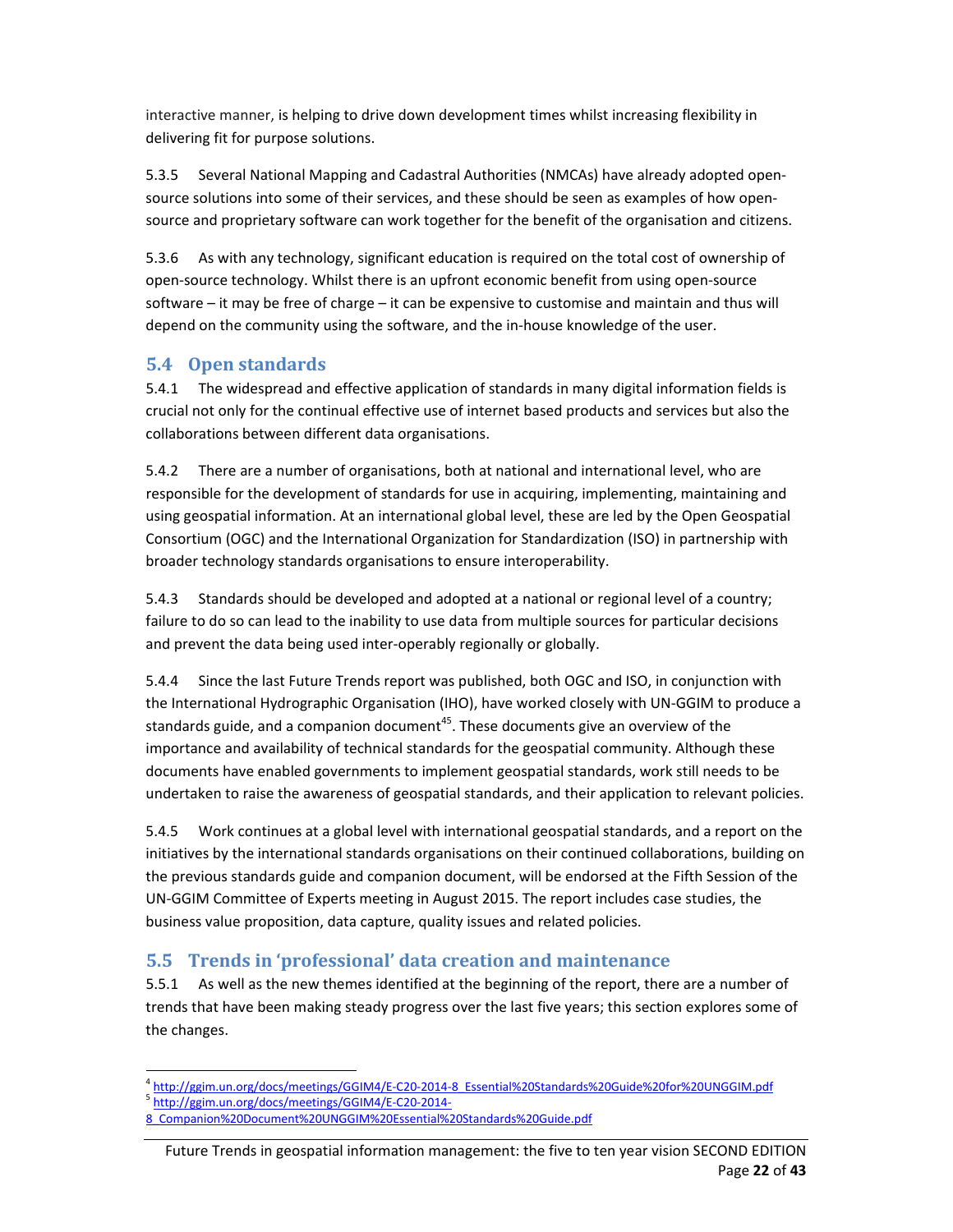interactive manner, is helping to drive down development times whilst increasing flexibility in delivering fit for purpose solutions.

5.3.5 Several National Mapping and Cadastral Authorities (NMCAs) have already adopted open-source solutions into some of their services, and these should be seen as examples of how open-source and proprietary software can work together for the benefit of the organisation and citizens.

5.3.6 As with any technology, significant education is required on the total cost of ownership of open-source technology. Whilst there is an upfront economic benefit from using open-source software – it may be free of charge – it can be expensive to customise and maintain and thus will depend on the community using the software, and the in-house knowledge of the user.

## 5.4 Open standards

5.4.1 The widespread and effective application of standards in many digital information fields is crucial not only for the continual effective use of internet based products and services but also the collaborations between different data organisations.

5.4.2 There are a number of organisations, both at national and international level, who are responsible for the development of standards for use in acquiring, implementing, maintaining and using geospatial information. At an international global level, these are led by the Open Geospatial Consortium (OGC) and the International Organization for Standardization (ISO) in partnership with broader technology standards organisations to ensure interoperability.

5.4.3 Standards should be developed and adopted at a national or regional level of a country; failure to do so can lead to the inability to use data from multiple sources for particular decisions and prevent the data being used inter-operably regionally or globally.

5.4.4 Since the last Future Trends report was published, both OGC and ISO, in conjunction with the International Hydrographic Organisation (IHO), have worked closely with UN-GGIM to produce a standards guide, and a companion document[4][5]. These documents give an overview of the importance and availability of technical standards for the geospatial community. Although these documents have enabled governments to implement geospatial standards, work still needs to be undertaken to raise the awareness of geospatial standards, and their application to relevant policies.

5.4.5 Work continues at a global level with international geospatial standards, and a report on the initiatives by the international standards organisations on their continued collaborations, building on the previous standards guide and companion document, will be endorsed at the Fifth Session of the UN-GGIM Committee of Experts meeting in August 2015. The report includes case studies, the business value proposition, data capture, quality issues and related policies.

## 5.5 Trends in 'professional' data creation and maintenance

5.5.1 As well as the new themes identified at the beginning of the report, there are a number of trends that have been making steady progress over the last five years; this section explores some of the changes.

---

[4] http://ggim.un.org/docs/meetings/GGIM4/E-C20-2014-8_Essential%20Standards%20Guide%20for%20UNGGIM.pdf

[5] http://ggim.un.org/docs/meetings/GGIM4/E-C20-2014-8_Companion%20Document%20UNGGIM%20Essential%20Standards%20Guide.pdf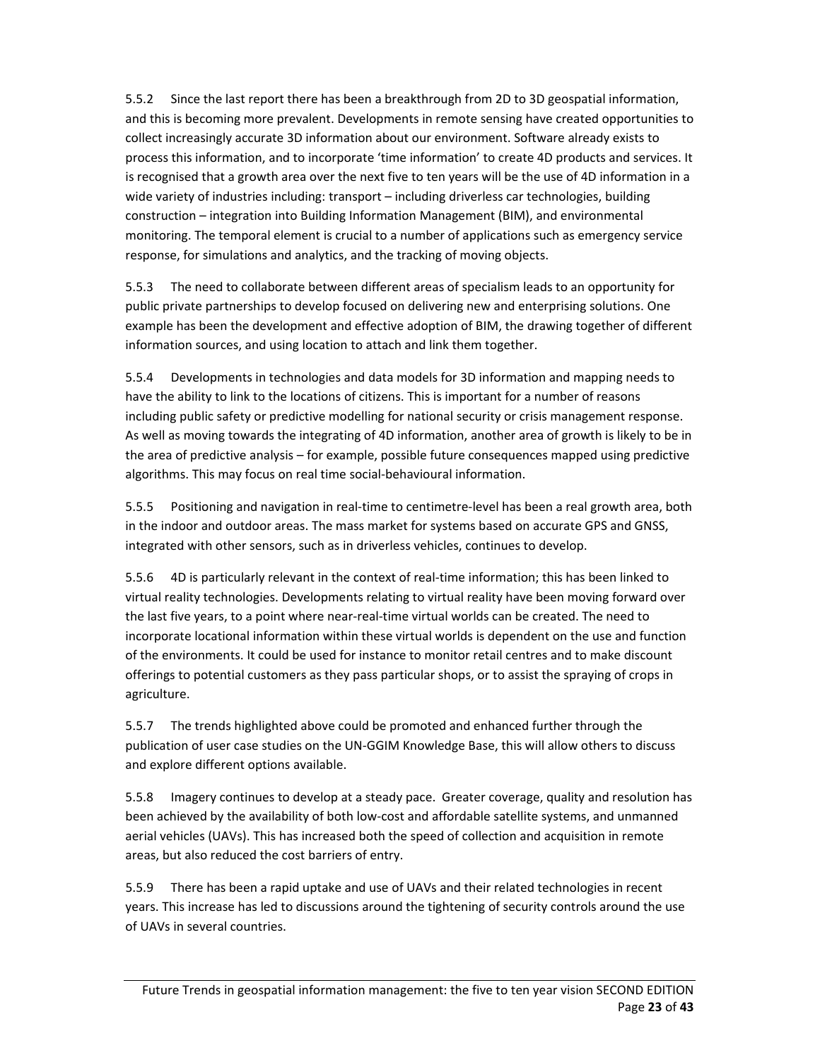5.5.2 Since the last report there has been a breakthrough from 2D to 3D geospatial information, and this is becoming more prevalent. Developments in remote sensing have created opportunities to collect increasingly accurate 3D information about our environment. Software already exists to process this information, and to incorporate 'time information' to create 4D products and services. It is recognised that a growth area over the next five to ten years will be the use of 4D information in a wide variety of industries including: transport – including driverless car technologies, building construction – integration into Building Information Management (BIM), and environmental monitoring. The temporal element is crucial to a number of applications such as emergency service response, for simulations and analytics, and the tracking of moving objects.

5.5.3 The need to collaborate between different areas of specialism leads to an opportunity for public private partnerships to develop focused on delivering new and enterprising solutions. One example has been the development and effective adoption of BIM, the drawing together of different information sources, and using location to attach and link them together.

5.5.4 Developments in technologies and data models for 3D information and mapping needs to have the ability to link to the locations of citizens. This is important for a number of reasons including public safety or predictive modelling for national security or crisis management response. As well as moving towards the integrating of 4D information, another area of growth is likely to be in the area of predictive analysis – for example, possible future consequences mapped using predictive algorithms. This may focus on real time social-behavioural information.

5.5.5 Positioning and navigation in real-time to centimetre-level has been a real growth area, both in the indoor and outdoor areas. The mass market for systems based on accurate GPS and GNSS, integrated with other sensors, such as in driverless vehicles, continues to develop.

5.5.6 4D is particularly relevant in the context of real-time information; this has been linked to virtual reality technologies. Developments relating to virtual reality have been moving forward over the last five years, to a point where near-real-time virtual worlds can be created. The need to incorporate locational information within these virtual worlds is dependent on the use and function of the environments. It could be used for instance to monitor retail centres and to make discount offerings to potential customers as they pass particular shops, or to assist the spraying of crops in agriculture.

5.5.7 The trends highlighted above could be promoted and enhanced further through the publication of user case studies on the UN-GGIM Knowledge Base, this will allow others to discuss and explore different options available.

5.5.8 Imagery continues to develop at a steady pace. Greater coverage, quality and resolution has been achieved by the availability of both low-cost and affordable satellite systems, and unmanned aerial vehicles (UAVs). This has increased both the speed of collection and acquisition in remote areas, but also reduced the cost barriers of entry.

5.5.9 There has been a rapid uptake and use of UAVs and their related technologies in recent years. This increase has led to discussions around the tightening of security controls around the use of UAVs in several countries.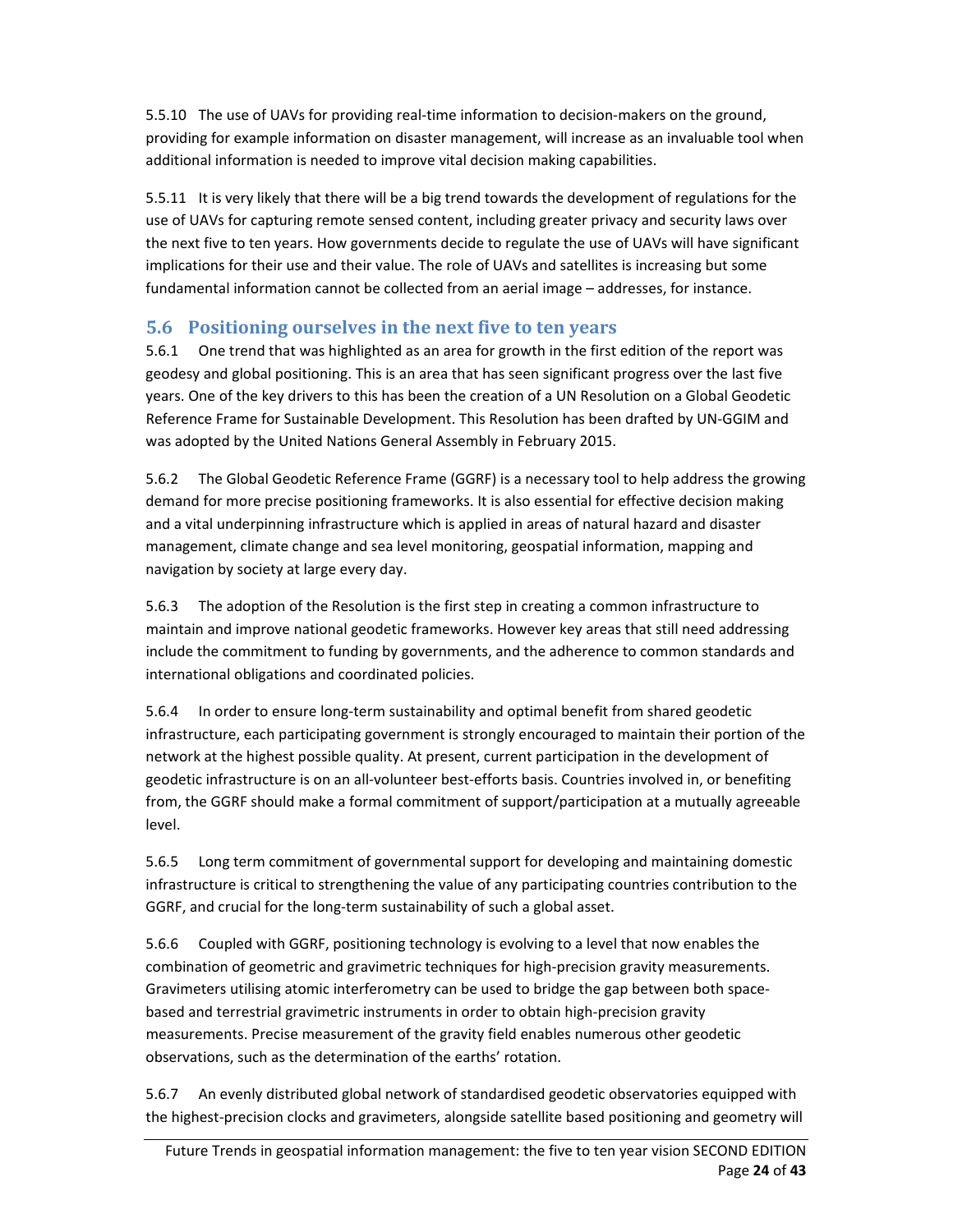5.5.10 The use of UAVs for providing real-time information to decision-makers on the ground, providing for example information on disaster management, will increase as an invaluable tool when additional information is needed to improve vital decision making capabilities.

5.5.11 It is very likely that there will be a big trend towards the development of regulations for the use of UAVs for capturing remote sensed content, including greater privacy and security laws over the next five to ten years. How governments decide to regulate the use of UAVs will have significant implications for their use and their value. The role of UAVs and satellites is increasing but some fundamental information cannot be collected from an aerial image – addresses, for instance.

## 5.6 Positioning ourselves in the next five to ten years

5.6.1 One trend that was highlighted as an area for growth in the first edition of the report was geodesy and global positioning. This is an area that has seen significant progress over the last five years. One of the key drivers to this has been the creation of a UN Resolution on a Global Geodetic Reference Frame for Sustainable Development. This Resolution has been drafted by UN-GGIM and was adopted by the United Nations General Assembly in February 2015.

5.6.2 The Global Geodetic Reference Frame (GGRF) is a necessary tool to help address the growing demand for more precise positioning frameworks. It is also essential for effective decision making and a vital underpinning infrastructure which is applied in areas of natural hazard and disaster management, climate change and sea level monitoring, geospatial information, mapping and navigation by society at large every day.

5.6.3 The adoption of the Resolution is the first step in creating a common infrastructure to maintain and improve national geodetic frameworks. However key areas that still need addressing include the commitment to funding by governments, and the adherence to common standards and international obligations and coordinated policies.

5.6.4 In order to ensure long-term sustainability and optimal benefit from shared geodetic infrastructure, each participating government is strongly encouraged to maintain their portion of the network at the highest possible quality. At present, current participation in the development of geodetic infrastructure is on an all-volunteer best-efforts basis. Countries involved in, or benefiting from, the GGRF should make a formal commitment of support/participation at a mutually agreeable level.

5.6.5 Long term commitment of governmental support for developing and maintaining domestic infrastructure is critical to strengthening the value of any participating countries contribution to the GGRF, and crucial for the long-term sustainability of such a global asset.

5.6.6 Coupled with GGRF, positioning technology is evolving to a level that now enables the combination of geometric and gravimetric techniques for high-precision gravity measurements. Gravimeters utilising atomic interferometry can be used to bridge the gap between both space-based and terrestrial gravimetric instruments in order to obtain high-precision gravity measurements. Precise measurement of the gravity field enables numerous other geodetic observations, such as the determination of the earths' rotation.

5.6.7 An evenly distributed global network of standardised geodetic observatories equipped with the highest-precision clocks and gravimeters, alongside satellite based positioning and geometry will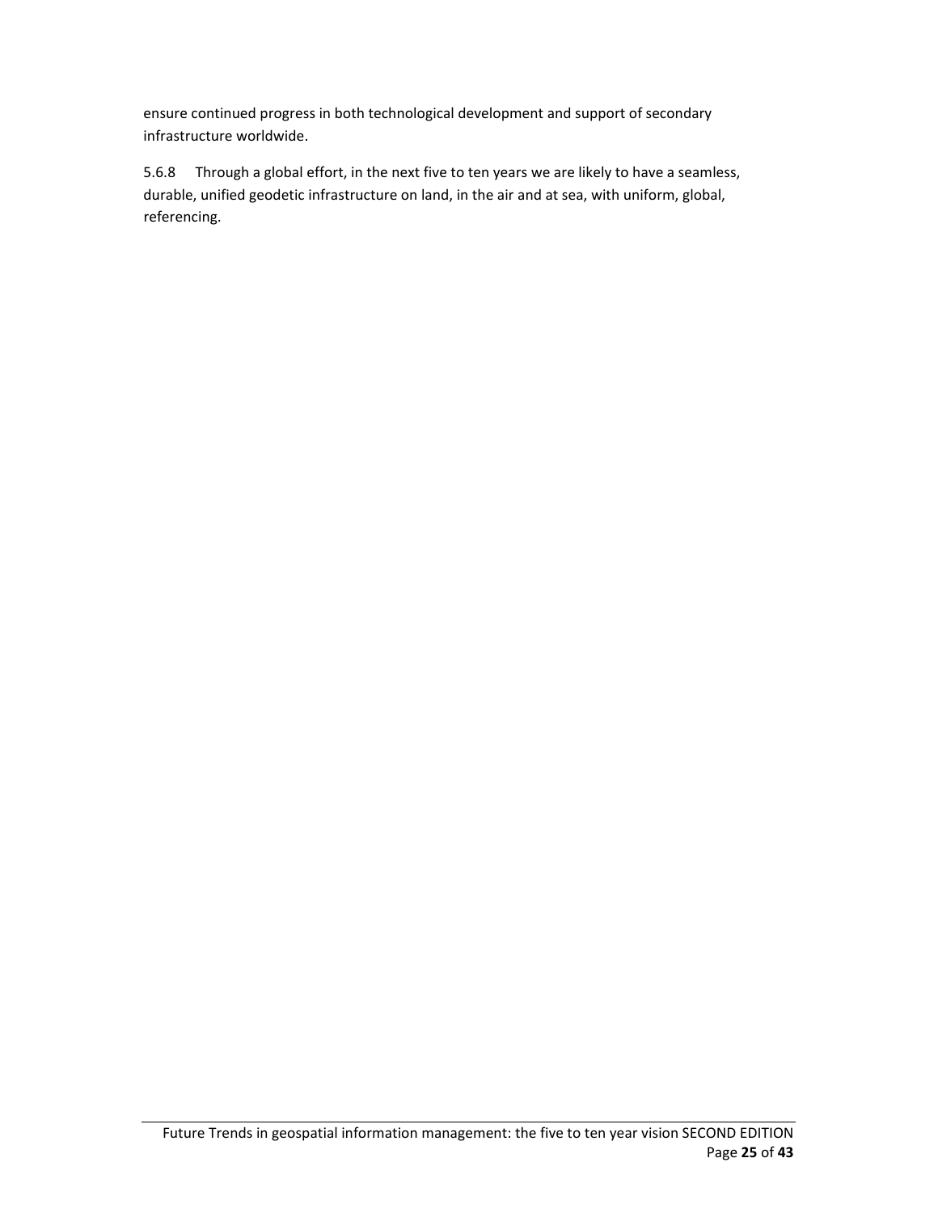ensure continued progress in both technological development and support of secondary infrastructure worldwide.

5.6.8 Through a global effort, in the next five to ten years we are likely to have a seamless, durable, unified geodetic infrastructure on land, in the air and at sea, with uniform, global, referencing.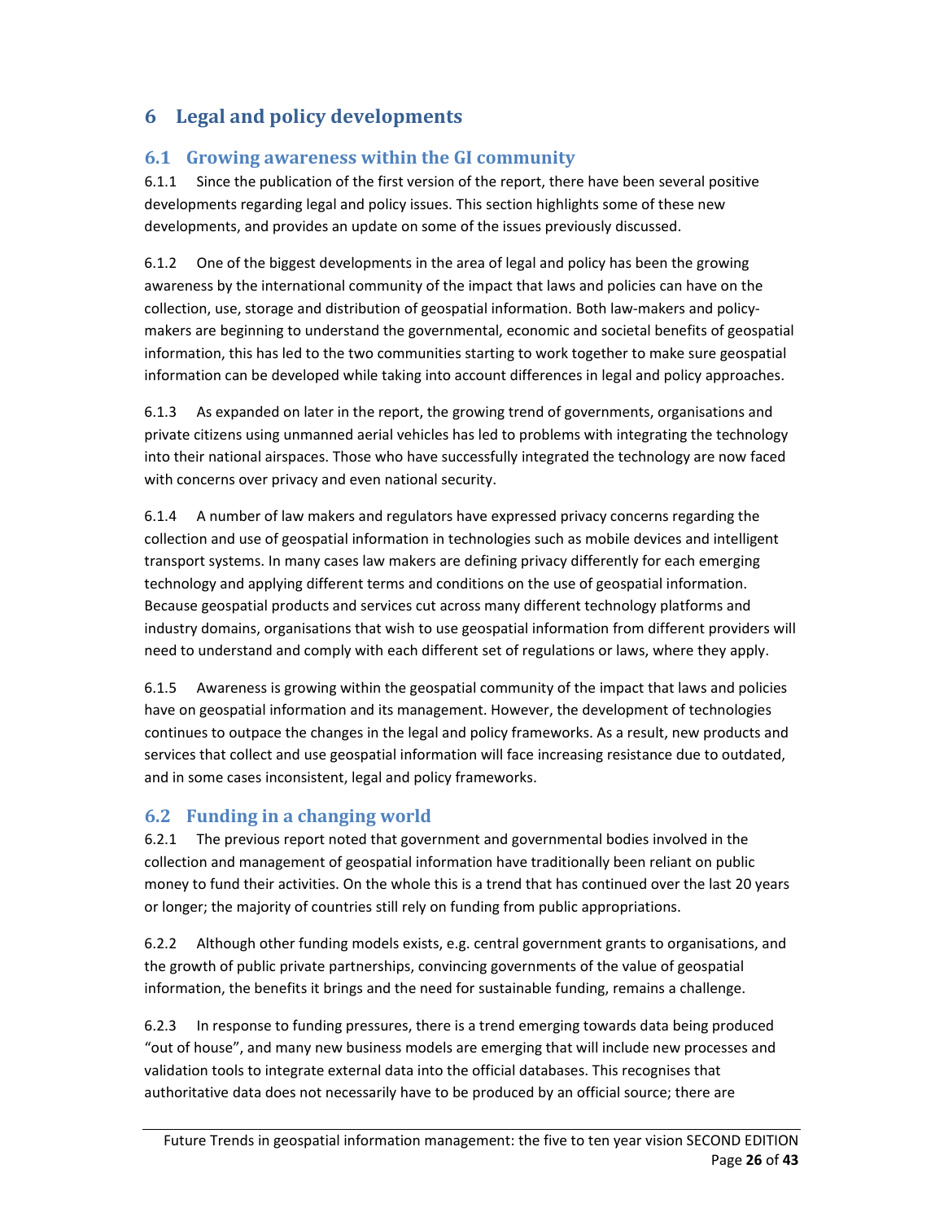# 6 Legal and policy developments

## 6.1 Growing awareness within the GI community

6.1.1 Since the publication of the first version of the report, there have been several positive developments regarding legal and policy issues. This section highlights some of these new developments, and provides an update on some of the issues previously discussed.

6.1.2 One of the biggest developments in the area of legal and policy has been the growing awareness by the international community of the impact that laws and policies can have on the collection, use, storage and distribution of geospatial information. Both law-makers and policy-makers are beginning to understand the governmental, economic and societal benefits of geospatial information, this has led to the two communities starting to work together to make sure geospatial information can be developed while taking into account differences in legal and policy approaches.

6.1.3 As expanded on later in the report, the growing trend of governments, organisations and private citizens using unmanned aerial vehicles has led to problems with integrating the technology into their national airspaces. Those who have successfully integrated the technology are now faced with concerns over privacy and even national security.

6.1.4 A number of law makers and regulators have expressed privacy concerns regarding the collection and use of geospatial information in technologies such as mobile devices and intelligent transport systems. In many cases law makers are defining privacy differently for each emerging technology and applying different terms and conditions on the use of geospatial information. Because geospatial products and services cut across many different technology platforms and industry domains, organisations that wish to use geospatial information from different providers will need to understand and comply with each different set of regulations or laws, where they apply.

6.1.5 Awareness is growing within the geospatial community of the impact that laws and policies have on geospatial information and its management. However, the development of technologies continues to outpace the changes in the legal and policy frameworks. As a result, new products and services that collect and use geospatial information will face increasing resistance due to outdated, and in some cases inconsistent, legal and policy frameworks.

## 6.2 Funding in a changing world

6.2.1 The previous report noted that government and governmental bodies involved in the collection and management of geospatial information have traditionally been reliant on public money to fund their activities. On the whole this is a trend that has continued over the last 20 years or longer; the majority of countries still rely on funding from public appropriations.

6.2.2 Although other funding models exists, e.g. central government grants to organisations, and the growth of public private partnerships, convincing governments of the value of geospatial information, the benefits it brings and the need for sustainable funding, remains a challenge.

6.2.3 In response to funding pressures, there is a trend emerging towards data being produced "out of house", and many new business models are emerging that will include new processes and validation tools to integrate external data into the official databases. This recognises that authoritative data does not necessarily have to be produced by an official source; there are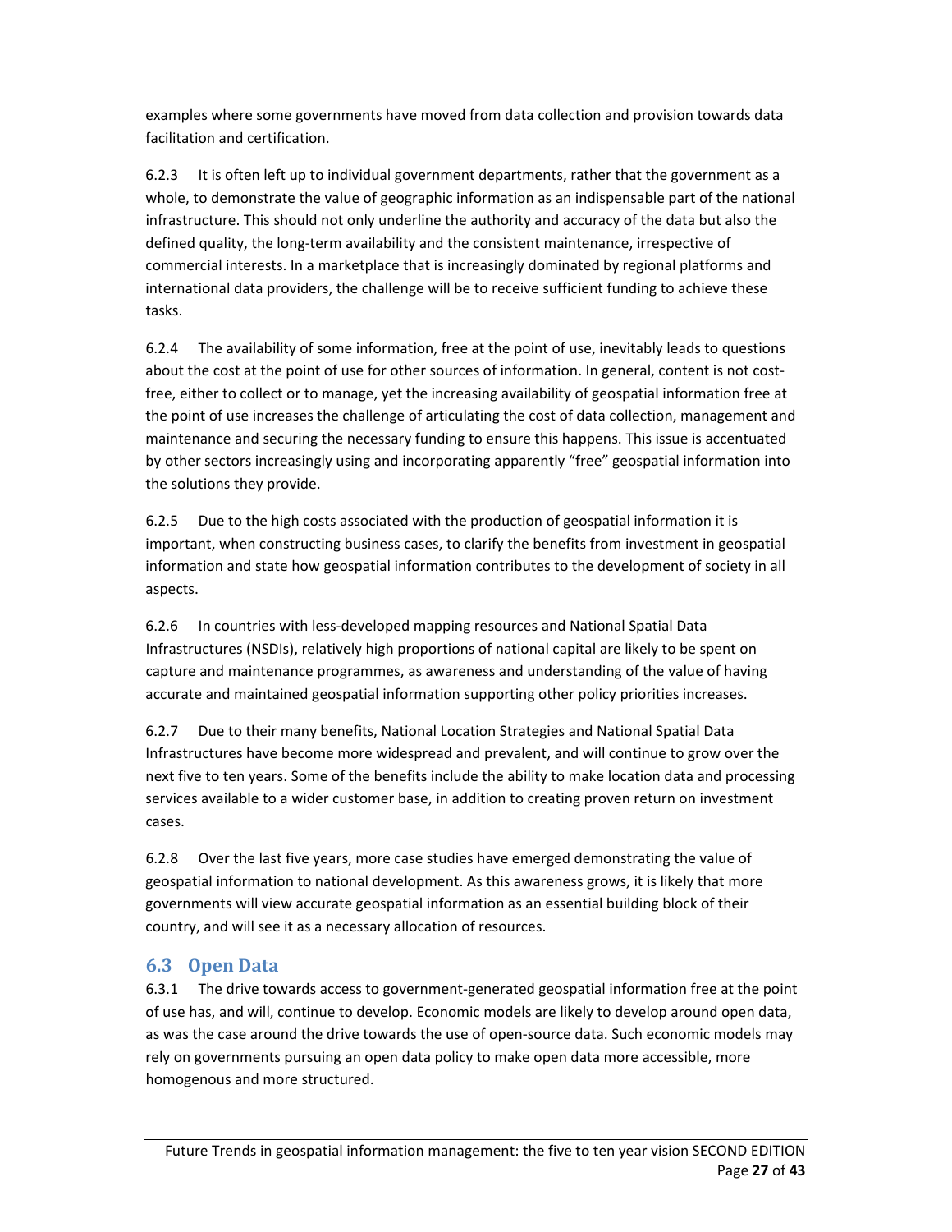examples where some governments have moved from data collection and provision towards data facilitation and certification.

6.2.3 It is often left up to individual government departments, rather that the government as a whole, to demonstrate the value of geographic information as an indispensable part of the national infrastructure. This should not only underline the authority and accuracy of the data but also the defined quality, the long-term availability and the consistent maintenance, irrespective of commercial interests. In a marketplace that is increasingly dominated by regional platforms and international data providers, the challenge will be to receive sufficient funding to achieve these tasks.

6.2.4 The availability of some information, free at the point of use, inevitably leads to questions about the cost at the point of use for other sources of information. In general, content is not cost-free, either to collect or to manage, yet the increasing availability of geospatial information free at the point of use increases the challenge of articulating the cost of data collection, management and maintenance and securing the necessary funding to ensure this happens. This issue is accentuated by other sectors increasingly using and incorporating apparently "free" geospatial information into the solutions they provide.

6.2.5 Due to the high costs associated with the production of geospatial information it is important, when constructing business cases, to clarify the benefits from investment in geospatial information and state how geospatial information contributes to the development of society in all aspects.

6.2.6 In countries with less-developed mapping resources and National Spatial Data Infrastructures (NSDIs), relatively high proportions of national capital are likely to be spent on capture and maintenance programmes, as awareness and understanding of the value of having accurate and maintained geospatial information supporting other policy priorities increases.

6.2.7 Due to their many benefits, National Location Strategies and National Spatial Data Infrastructures have become more widespread and prevalent, and will continue to grow over the next five to ten years. Some of the benefits include the ability to make location data and processing services available to a wider customer base, in addition to creating proven return on investment cases.

6.2.8 Over the last five years, more case studies have emerged demonstrating the value of geospatial information to national development. As this awareness grows, it is likely that more governments will view accurate geospatial information as an essential building block of their country, and will see it as a necessary allocation of resources.

## 6.3 Open Data

6.3.1 The drive towards access to government-generated geospatial information free at the point of use has, and will, continue to develop. Economic models are likely to develop around open data, as was the case around the drive towards the use of open-source data. Such economic models may rely on governments pursuing an open data policy to make open data more accessible, more homogenous and more structured.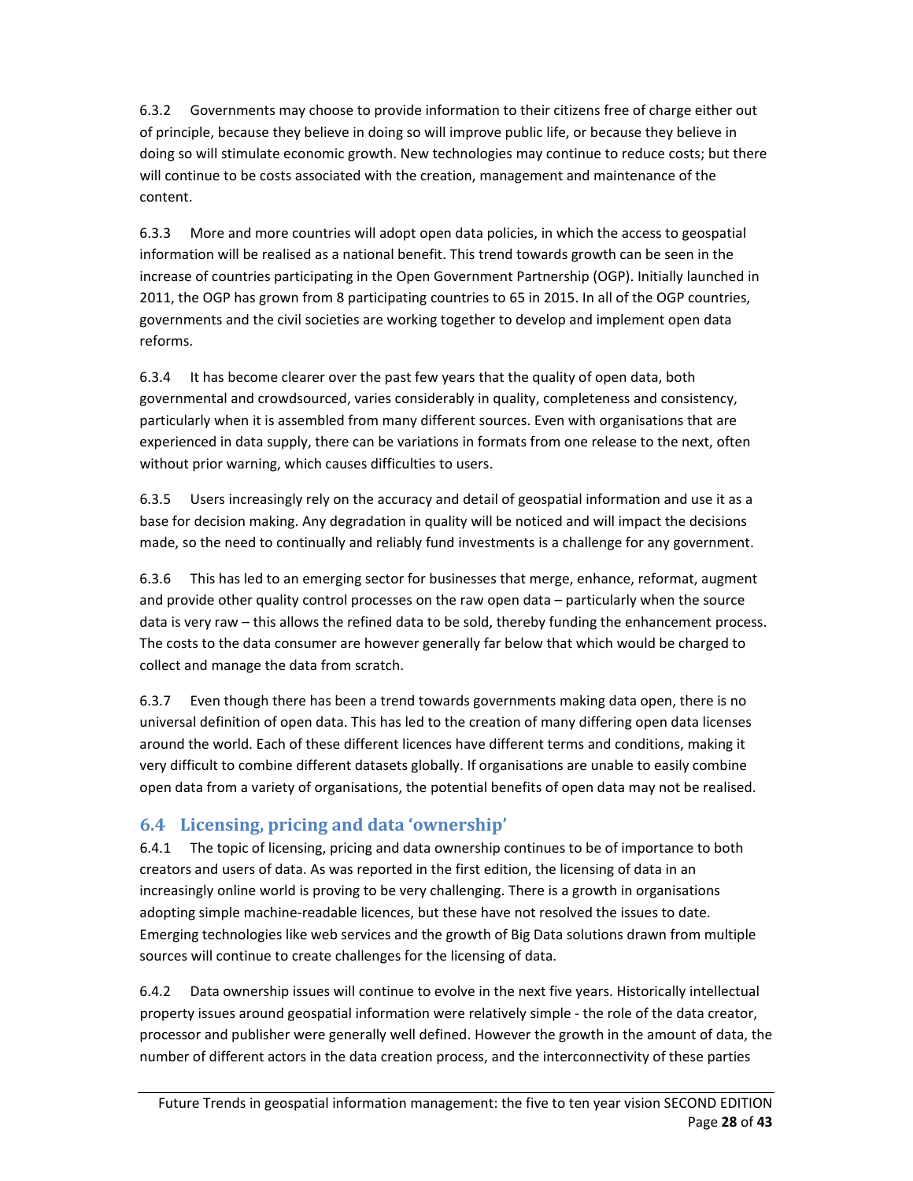6.3.2 Governments may choose to provide information to their citizens free of charge either out of principle, because they believe in doing so will improve public life, or because they believe in doing so will stimulate economic growth. New technologies may continue to reduce costs; but there will continue to be costs associated with the creation, management and maintenance of the content.

6.3.3 More and more countries will adopt open data policies, in which the access to geospatial information will be realised as a national benefit. This trend towards growth can be seen in the increase of countries participating in the Open Government Partnership (OGP). Initially launched in 2011, the OGP has grown from 8 participating countries to 65 in 2015. In all of the OGP countries, governments and the civil societies are working together to develop and implement open data reforms.

6.3.4 It has become clearer over the past few years that the quality of open data, both governmental and crowdsourced, varies considerably in quality, completeness and consistency, particularly when it is assembled from many different sources. Even with organisations that are experienced in data supply, there can be variations in formats from one release to the next, often without prior warning, which causes difficulties to users.

6.3.5 Users increasingly rely on the accuracy and detail of geospatial information and use it as a base for decision making. Any degradation in quality will be noticed and will impact the decisions made, so the need to continually and reliably fund investments is a challenge for any government.

6.3.6 This has led to an emerging sector for businesses that merge, enhance, reformat, augment and provide other quality control processes on the raw open data – particularly when the source data is very raw – this allows the refined data to be sold, thereby funding the enhancement process. The costs to the data consumer are however generally far below that which would be charged to collect and manage the data from scratch.

6.3.7 Even though there has been a trend towards governments making data open, there is no universal definition of open data. This has led to the creation of many differing open data licenses around the world. Each of these different licences have different terms and conditions, making it very difficult to combine different datasets globally. If organisations are unable to easily combine open data from a variety of organisations, the potential benefits of open data may not be realised.

## 6.4 Licensing, pricing and data 'ownership'

6.4.1 The topic of licensing, pricing and data ownership continues to be of importance to both creators and users of data. As was reported in the first edition, the licensing of data in an increasingly online world is proving to be very challenging. There is a growth in organisations adopting simple machine-readable licences, but these have not resolved the issues to date. Emerging technologies like web services and the growth of Big Data solutions drawn from multiple sources will continue to create challenges for the licensing of data.

6.4.2 Data ownership issues will continue to evolve in the next five years. Historically intellectual property issues around geospatial information were relatively simple - the role of the data creator, processor and publisher were generally well defined. However the growth in the amount of data, the number of different actors in the data creation process, and the interconnectivity of these parties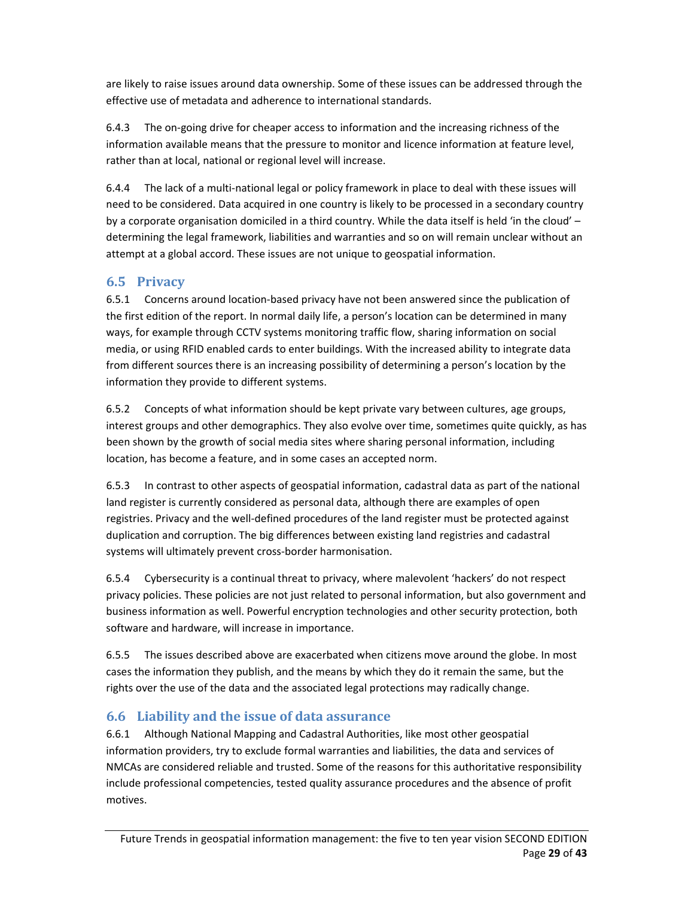are likely to raise issues around data ownership. Some of these issues can be addressed through the effective use of metadata and adherence to international standards.

6.4.3 The on-going drive for cheaper access to information and the increasing richness of the information available means that the pressure to monitor and licence information at feature level, rather than at local, national or regional level will increase.

6.4.4 The lack of a multi-national legal or policy framework in place to deal with these issues will need to be considered. Data acquired in one country is likely to be processed in a secondary country by a corporate organisation domiciled in a third country. While the data itself is held 'in the cloud' – determining the legal framework, liabilities and warranties and so on will remain unclear without an attempt at a global accord. These issues are not unique to geospatial information.

## 6.5 Privacy

6.5.1 Concerns around location-based privacy have not been answered since the publication of the first edition of the report. In normal daily life, a person's location can be determined in many ways, for example through CCTV systems monitoring traffic flow, sharing information on social media, or using RFID enabled cards to enter buildings. With the increased ability to integrate data from different sources there is an increasing possibility of determining a person's location by the information they provide to different systems.

6.5.2 Concepts of what information should be kept private vary between cultures, age groups, interest groups and other demographics. They also evolve over time, sometimes quite quickly, as has been shown by the growth of social media sites where sharing personal information, including location, has become a feature, and in some cases an accepted norm.

6.5.3 In contrast to other aspects of geospatial information, cadastral data as part of the national land register is currently considered as personal data, although there are examples of open registries. Privacy and the well-defined procedures of the land register must be protected against duplication and corruption. The big differences between existing land registries and cadastral systems will ultimately prevent cross-border harmonisation.

6.5.4 Cybersecurity is a continual threat to privacy, where malevolent 'hackers' do not respect privacy policies. These policies are not just related to personal information, but also government and business information as well. Powerful encryption technologies and other security protection, both software and hardware, will increase in importance.

6.5.5 The issues described above are exacerbated when citizens move around the globe. In most cases the information they publish, and the means by which they do it remain the same, but the rights over the use of the data and the associated legal protections may radically change.

## 6.6 Liability and the issue of data assurance

6.6.1 Although National Mapping and Cadastral Authorities, like most other geospatial information providers, try to exclude formal warranties and liabilities, the data and services of NMCAs are considered reliable and trusted. Some of the reasons for this authoritative responsibility include professional competencies, tested quality assurance procedures and the absence of profit motives.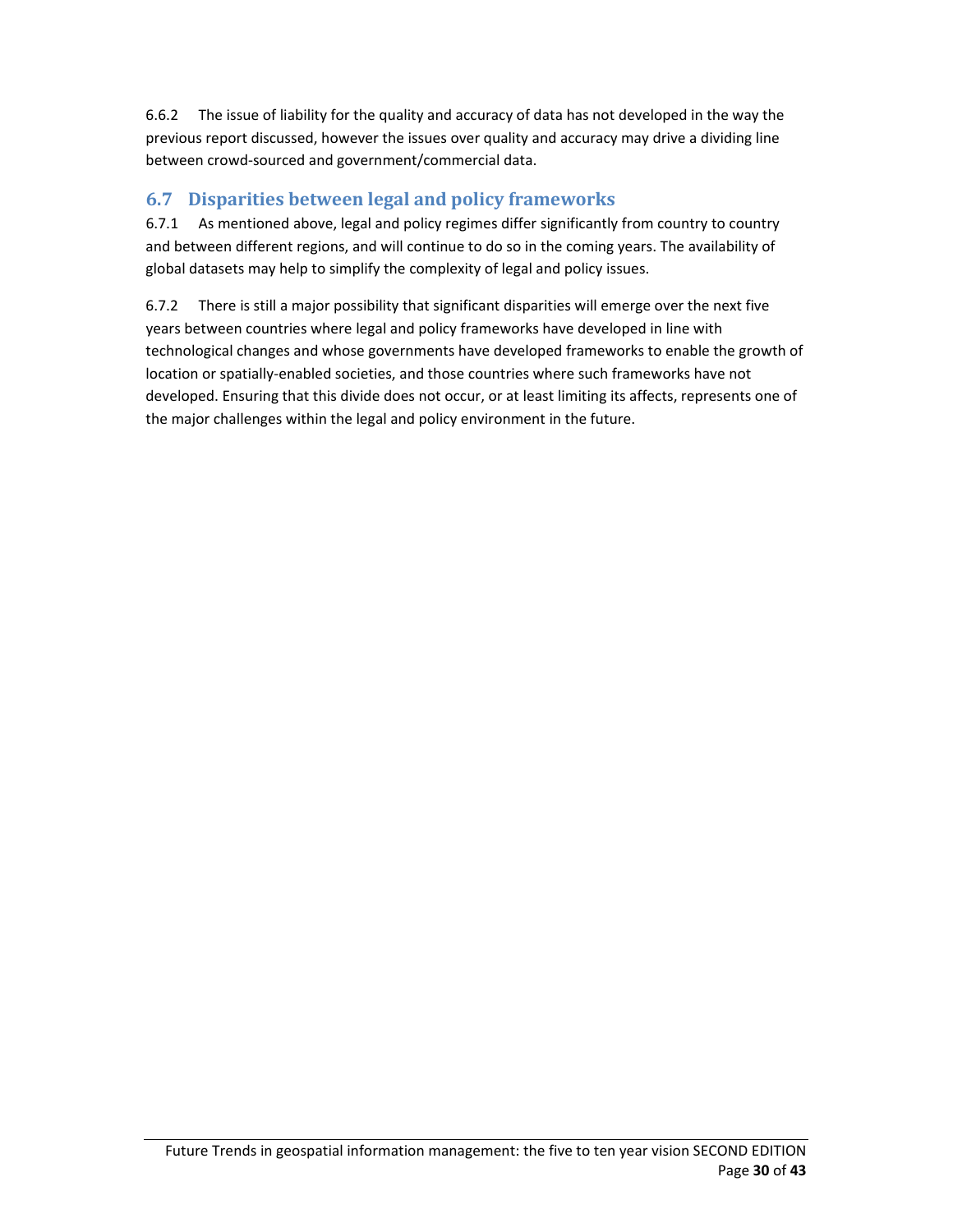6.6.2 The issue of liability for the quality and accuracy of data has not developed in the way the previous report discussed, however the issues over quality and accuracy may drive a dividing line between crowd-sourced and government/commercial data.

## 6.7 Disparities between legal and policy frameworks

6.7.1 As mentioned above, legal and policy regimes differ significantly from country to country and between different regions, and will continue to do so in the coming years. The availability of global datasets may help to simplify the complexity of legal and policy issues.

6.7.2 There is still a major possibility that significant disparities will emerge over the next five years between countries where legal and policy frameworks have developed in line with technological changes and whose governments have developed frameworks to enable the growth of location or spatially-enabled societies, and those countries where such frameworks have not developed. Ensuring that this divide does not occur, or at least limiting its affects, represents one of the major challenges within the legal and policy environment in the future.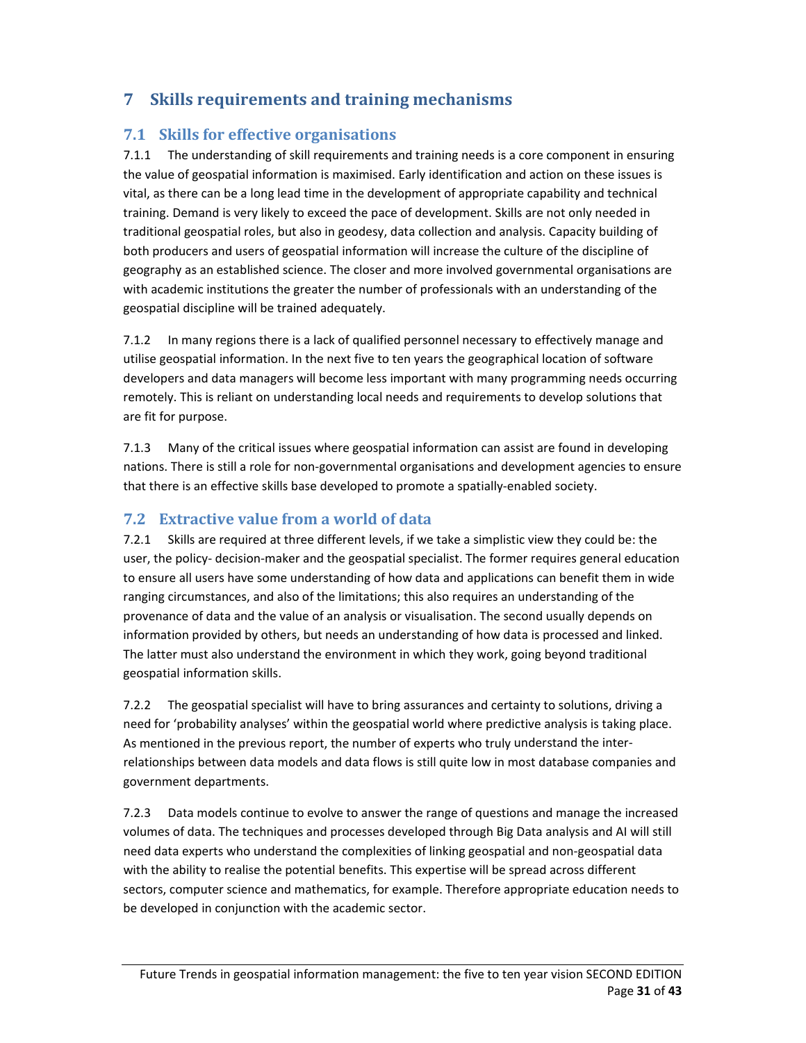# 7 Skills requirements and training mechanisms

## 7.1 Skills for effective organisations

7.1.1 The understanding of skill requirements and training needs is a core component in ensuring the value of geospatial information is maximised. Early identification and action on these issues is vital, as there can be a long lead time in the development of appropriate capability and technical training. Demand is very likely to exceed the pace of development. Skills are not only needed in traditional geospatial roles, but also in geodesy, data collection and analysis. Capacity building of both producers and users of geospatial information will increase the culture of the discipline of geography as an established science. The closer and more involved governmental organisations are with academic institutions the greater the number of professionals with an understanding of the geospatial discipline will be trained adequately.

7.1.2 In many regions there is a lack of qualified personnel necessary to effectively manage and utilise geospatial information. In the next five to ten years the geographical location of software developers and data managers will become less important with many programming needs occurring remotely. This is reliant on understanding local needs and requirements to develop solutions that are fit for purpose.

7.1.3 Many of the critical issues where geospatial information can assist are found in developing nations. There is still a role for non-governmental organisations and development agencies to ensure that there is an effective skills base developed to promote a spatially-enabled society.

## 7.2 Extractive value from a world of data

7.2.1 Skills are required at three different levels, if we take a simplistic view they could be: the user, the policy- decision-maker and the geospatial specialist. The former requires general education to ensure all users have some understanding of how data and applications can benefit them in wide ranging circumstances, and also of the limitations; this also requires an understanding of the provenance of data and the value of an analysis or visualisation. The second usually depends on information provided by others, but needs an understanding of how data is processed and linked. The latter must also understand the environment in which they work, going beyond traditional geospatial information skills.

7.2.2 The geospatial specialist will have to bring assurances and certainty to solutions, driving a need for 'probability analyses' within the geospatial world where predictive analysis is taking place. As mentioned in the previous report, the number of experts who truly understand the inter-relationships between data models and data flows is still quite low in most database companies and government departments.

7.2.3 Data models continue to evolve to answer the range of questions and manage the increased volumes of data. The techniques and processes developed through Big Data analysis and AI will still need data experts who understand the complexities of linking geospatial and non-geospatial data with the ability to realise the potential benefits. This expertise will be spread across different sectors, computer science and mathematics, for example. Therefore appropriate education needs to be developed in conjunction with the academic sector.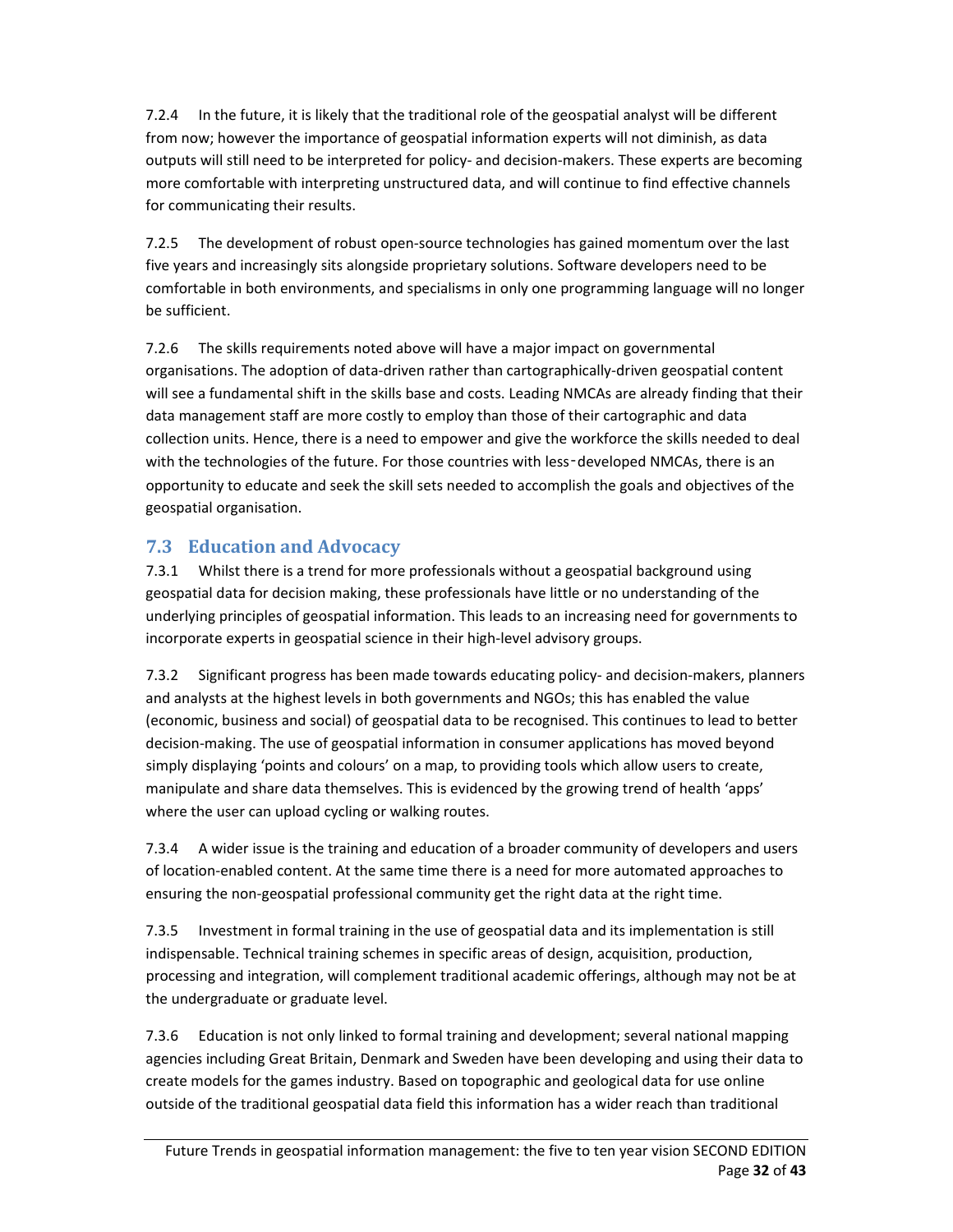7.2.4 In the future, it is likely that the traditional role of the geospatial analyst will be different from now; however the importance of geospatial information experts will not diminish, as data outputs will still need to be interpreted for policy- and decision-makers. These experts are becoming more comfortable with interpreting unstructured data, and will continue to find effective channels for communicating their results.

7.2.5 The development of robust open-source technologies has gained momentum over the last five years and increasingly sits alongside proprietary solutions. Software developers need to be comfortable in both environments, and specialisms in only one programming language will no longer be sufficient.

7.2.6 The skills requirements noted above will have a major impact on governmental organisations. The adoption of data-driven rather than cartographically-driven geospatial content will see a fundamental shift in the skills base and costs. Leading NMCAs are already finding that their data management staff are more costly to employ than those of their cartographic and data collection units. Hence, there is a need to empower and give the workforce the skills needed to deal with the technologies of the future. For those countries with less‑developed NMCAs, there is an opportunity to educate and seek the skill sets needed to accomplish the goals and objectives of the geospatial organisation.

## 7.3 Education and Advocacy

7.3.1 Whilst there is a trend for more professionals without a geospatial background using geospatial data for decision making, these professionals have little or no understanding of the underlying principles of geospatial information. This leads to an increasing need for governments to incorporate experts in geospatial science in their high-level advisory groups.

7.3.2 Significant progress has been made towards educating policy- and decision-makers, planners and analysts at the highest levels in both governments and NGOs; this has enabled the value (economic, business and social) of geospatial data to be recognised. This continues to lead to better decision-making. The use of geospatial information in consumer applications has moved beyond simply displaying 'points and colours' on a map, to providing tools which allow users to create, manipulate and share data themselves. This is evidenced by the growing trend of health 'apps' where the user can upload cycling or walking routes.

7.3.4 A wider issue is the training and education of a broader community of developers and users of location-enabled content. At the same time there is a need for more automated approaches to ensuring the non-geospatial professional community get the right data at the right time.

7.3.5 Investment in formal training in the use of geospatial data and its implementation is still indispensable. Technical training schemes in specific areas of design, acquisition, production, processing and integration, will complement traditional academic offerings, although may not be at the undergraduate or graduate level.

7.3.6 Education is not only linked to formal training and development; several national mapping agencies including Great Britain, Denmark and Sweden have been developing and using their data to create models for the games industry. Based on topographic and geological data for use online outside of the traditional geospatial data field this information has a wider reach than traditional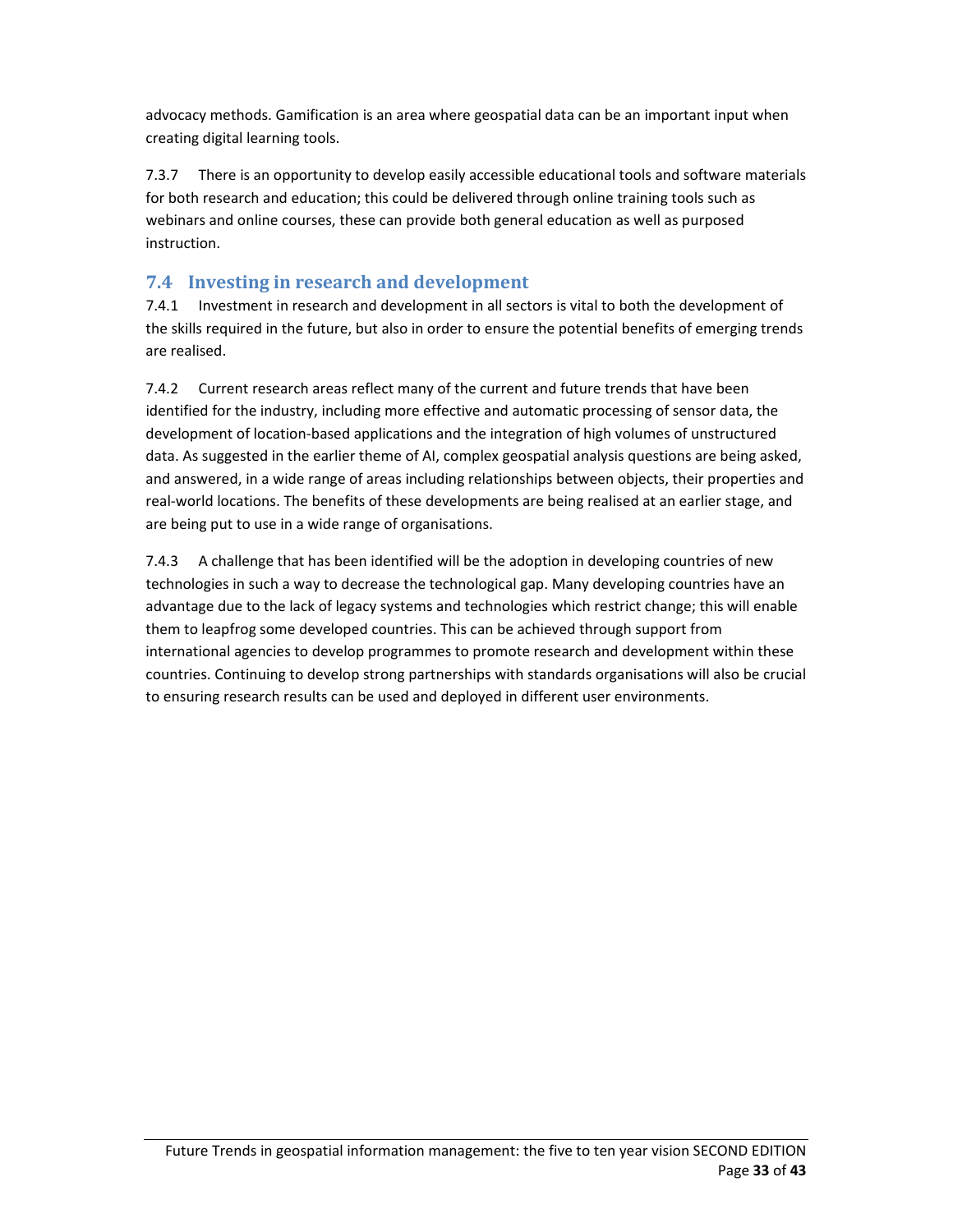advocacy methods. Gamification is an area where geospatial data can be an important input when creating digital learning tools.

7.3.7 There is an opportunity to develop easily accessible educational tools and software materials for both research and education; this could be delivered through online training tools such as webinars and online courses, these can provide both general education as well as purposed instruction.

## 7.4 Investing in research and development

7.4.1 Investment in research and development in all sectors is vital to both the development of the skills required in the future, but also in order to ensure the potential benefits of emerging trends are realised.

7.4.2 Current research areas reflect many of the current and future trends that have been identified for the industry, including more effective and automatic processing of sensor data, the development of location-based applications and the integration of high volumes of unstructured data. As suggested in the earlier theme of AI, complex geospatial analysis questions are being asked, and answered, in a wide range of areas including relationships between objects, their properties and real-world locations. The benefits of these developments are being realised at an earlier stage, and are being put to use in a wide range of organisations.

7.4.3 A challenge that has been identified will be the adoption in developing countries of new technologies in such a way to decrease the technological gap. Many developing countries have an advantage due to the lack of legacy systems and technologies which restrict change; this will enable them to leapfrog some developed countries. This can be achieved through support from international agencies to develop programmes to promote research and development within these countries. Continuing to develop strong partnerships with standards organisations will also be crucial to ensuring research results can be used and deployed in different user environments.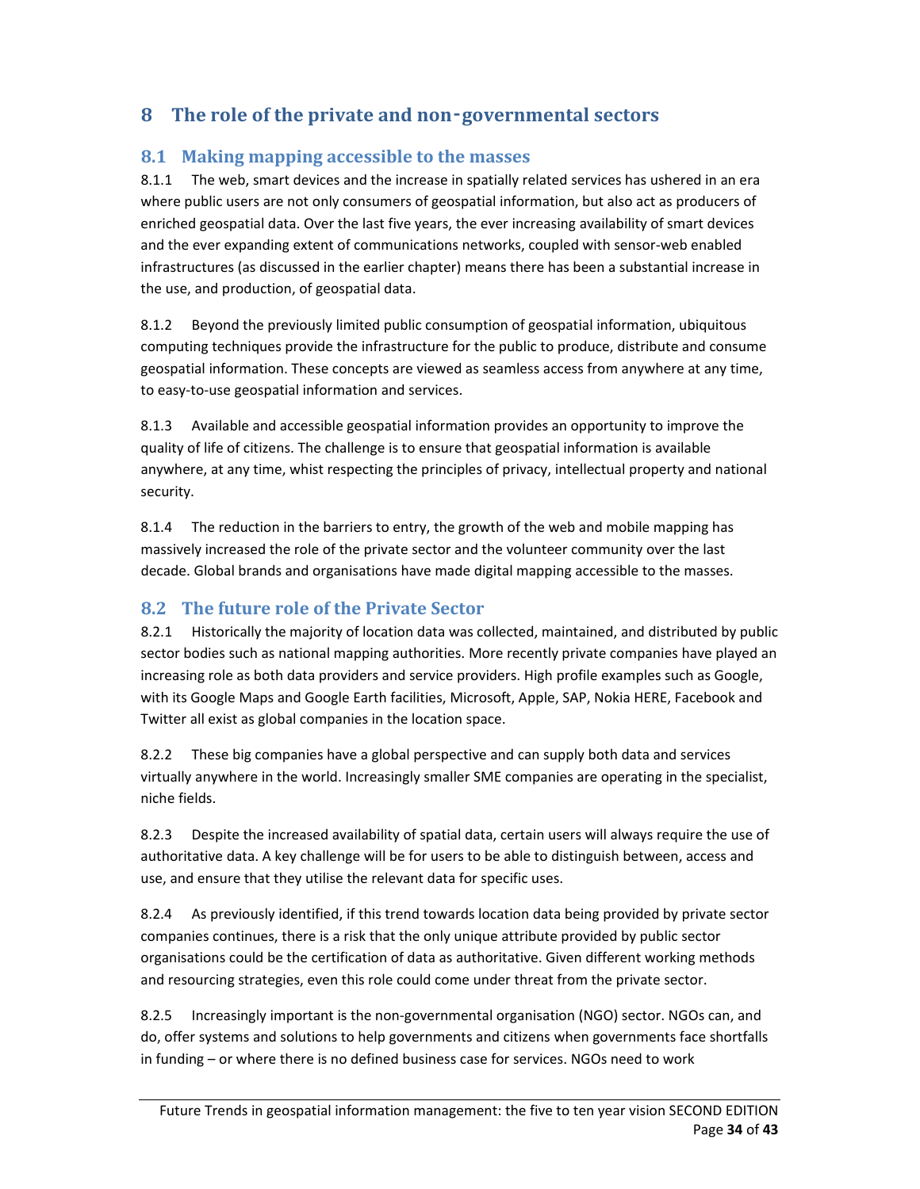# 8 The role of the private and non-governmental sectors

## 8.1 Making mapping accessible to the masses

8.1.1 The web, smart devices and the increase in spatially related services has ushered in an era where public users are not only consumers of geospatial information, but also act as producers of enriched geospatial data. Over the last five years, the ever increasing availability of smart devices and the ever expanding extent of communications networks, coupled with sensor-web enabled infrastructures (as discussed in the earlier chapter) means there has been a substantial increase in the use, and production, of geospatial data.

8.1.2 Beyond the previously limited public consumption of geospatial information, ubiquitous computing techniques provide the infrastructure for the public to produce, distribute and consume geospatial information. These concepts are viewed as seamless access from anywhere at any time, to easy-to-use geospatial information and services.

8.1.3 Available and accessible geospatial information provides an opportunity to improve the quality of life of citizens. The challenge is to ensure that geospatial information is available anywhere, at any time, whist respecting the principles of privacy, intellectual property and national security.

8.1.4 The reduction in the barriers to entry, the growth of the web and mobile mapping has massively increased the role of the private sector and the volunteer community over the last decade. Global brands and organisations have made digital mapping accessible to the masses.

## 8.2 The future role of the Private Sector

8.2.1 Historically the majority of location data was collected, maintained, and distributed by public sector bodies such as national mapping authorities. More recently private companies have played an increasing role as both data providers and service providers. High profile examples such as Google, with its Google Maps and Google Earth facilities, Microsoft, Apple, SAP, Nokia HERE, Facebook and Twitter all exist as global companies in the location space.

8.2.2 These big companies have a global perspective and can supply both data and services virtually anywhere in the world. Increasingly smaller SME companies are operating in the specialist, niche fields.

8.2.3 Despite the increased availability of spatial data, certain users will always require the use of authoritative data. A key challenge will be for users to be able to distinguish between, access and use, and ensure that they utilise the relevant data for specific uses.

8.2.4 As previously identified, if this trend towards location data being provided by private sector companies continues, there is a risk that the only unique attribute provided by public sector organisations could be the certification of data as authoritative. Given different working methods and resourcing strategies, even this role could come under threat from the private sector.

8.2.5 Increasingly important is the non-governmental organisation (NGO) sector. NGOs can, and do, offer systems and solutions to help governments and citizens when governments face shortfalls in funding – or where there is no defined business case for services. NGOs need to work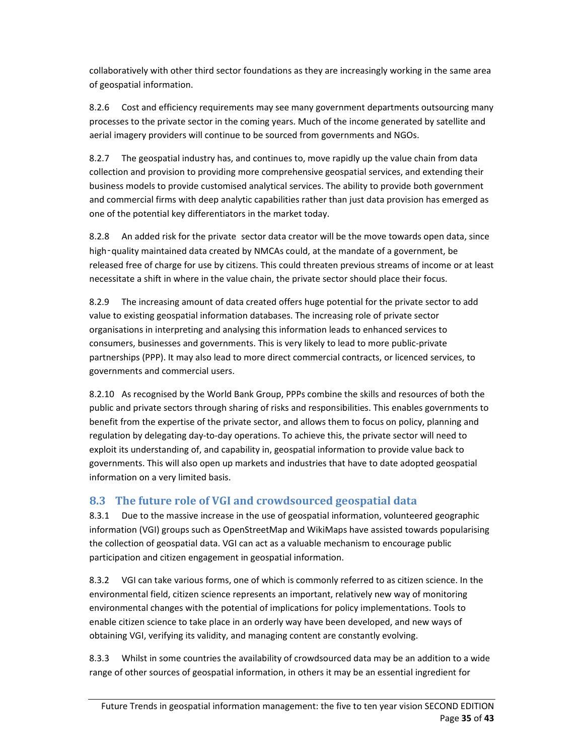collaboratively with other third sector foundations as they are increasingly working in the same area of geospatial information.

8.2.6 Cost and efficiency requirements may see many government departments outsourcing many processes to the private sector in the coming years. Much of the income generated by satellite and aerial imagery providers will continue to be sourced from governments and NGOs.

8.2.7 The geospatial industry has, and continues to, move rapidly up the value chain from data collection and provision to providing more comprehensive geospatial services, and extending their business models to provide customised analytical services. The ability to provide both government and commercial firms with deep analytic capabilities rather than just data provision has emerged as one of the potential key differentiators in the market today.

8.2.8 An added risk for the private sector data creator will be the move towards open data, since high‑quality maintained data created by NMCAs could, at the mandate of a government, be released free of charge for use by citizens. This could threaten previous streams of income or at least necessitate a shift in where in the value chain, the private sector should place their focus.

8.2.9 The increasing amount of data created offers huge potential for the private sector to add value to existing geospatial information databases. The increasing role of private sector organisations in interpreting and analysing this information leads to enhanced services to consumers, businesses and governments. This is very likely to lead to more public-private partnerships (PPP). It may also lead to more direct commercial contracts, or licenced services, to governments and commercial users.

8.2.10 As recognised by the World Bank Group, PPPs combine the skills and resources of both the public and private sectors through sharing of risks and responsibilities. This enables governments to benefit from the expertise of the private sector, and allows them to focus on policy, planning and regulation by delegating day-to-day operations. To achieve this, the private sector will need to exploit its understanding of, and capability in, geospatial information to provide value back to governments. This will also open up markets and industries that have to date adopted geospatial information on a very limited basis.

## 8.3 The future role of VGI and crowdsourced geospatial data

8.3.1 Due to the massive increase in the use of geospatial information, volunteered geographic information (VGI) groups such as OpenStreetMap and WikiMaps have assisted towards popularising the collection of geospatial data. VGI can act as a valuable mechanism to encourage public participation and citizen engagement in geospatial information.

8.3.2 VGI can take various forms, one of which is commonly referred to as citizen science. In the environmental field, citizen science represents an important, relatively new way of monitoring environmental changes with the potential of implications for policy implementations. Tools to enable citizen science to take place in an orderly way have been developed, and new ways of obtaining VGI, verifying its validity, and managing content are constantly evolving.

8.3.3 Whilst in some countries the availability of crowdsourced data may be an addition to a wide range of other sources of geospatial information, in others it may be an essential ingredient for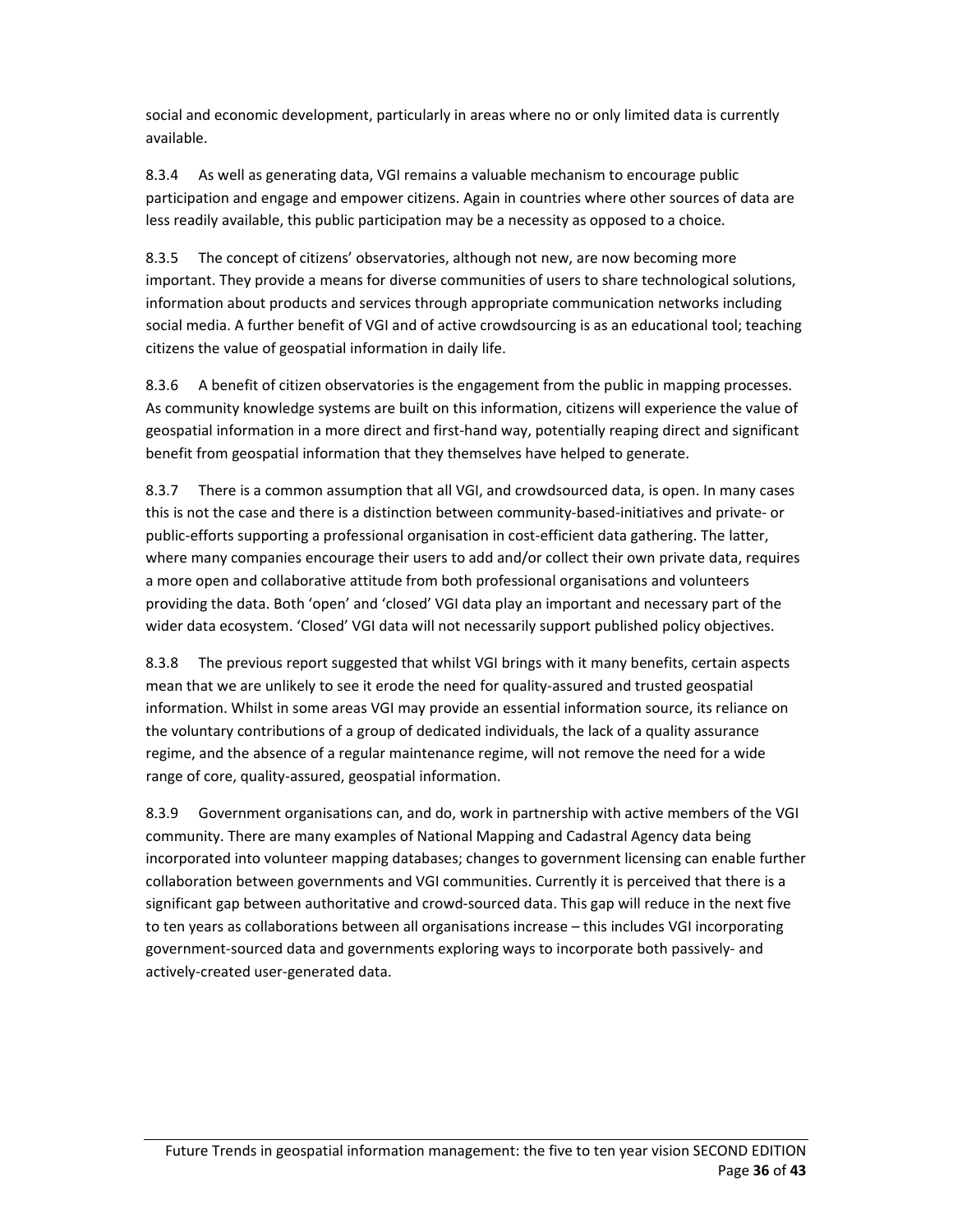social and economic development, particularly in areas where no or only limited data is currently available.

8.3.4 As well as generating data, VGI remains a valuable mechanism to encourage public participation and engage and empower citizens. Again in countries where other sources of data are less readily available, this public participation may be a necessity as opposed to a choice.

8.3.5 The concept of citizens' observatories, although not new, are now becoming more important. They provide a means for diverse communities of users to share technological solutions, information about products and services through appropriate communication networks including social media. A further benefit of VGI and of active crowdsourcing is as an educational tool; teaching citizens the value of geospatial information in daily life.

8.3.6 A benefit of citizen observatories is the engagement from the public in mapping processes. As community knowledge systems are built on this information, citizens will experience the value of geospatial information in a more direct and first-hand way, potentially reaping direct and significant benefit from geospatial information that they themselves have helped to generate.

8.3.7 There is a common assumption that all VGI, and crowdsourced data, is open. In many cases this is not the case and there is a distinction between community-based-initiatives and private- or public-efforts supporting a professional organisation in cost-efficient data gathering. The latter, where many companies encourage their users to add and/or collect their own private data, requires a more open and collaborative attitude from both professional organisations and volunteers providing the data. Both 'open' and 'closed' VGI data play an important and necessary part of the wider data ecosystem. 'Closed' VGI data will not necessarily support published policy objectives.

8.3.8 The previous report suggested that whilst VGI brings with it many benefits, certain aspects mean that we are unlikely to see it erode the need for quality-assured and trusted geospatial information. Whilst in some areas VGI may provide an essential information source, its reliance on the voluntary contributions of a group of dedicated individuals, the lack of a quality assurance regime, and the absence of a regular maintenance regime, will not remove the need for a wide range of core, quality-assured, geospatial information.

8.3.9 Government organisations can, and do, work in partnership with active members of the VGI community. There are many examples of National Mapping and Cadastral Agency data being incorporated into volunteer mapping databases; changes to government licensing can enable further collaboration between governments and VGI communities. Currently it is perceived that there is a significant gap between authoritative and crowd-sourced data. This gap will reduce in the next five to ten years as collaborations between all organisations increase – this includes VGI incorporating government-sourced data and governments exploring ways to incorporate both passively- and actively-created user-generated data.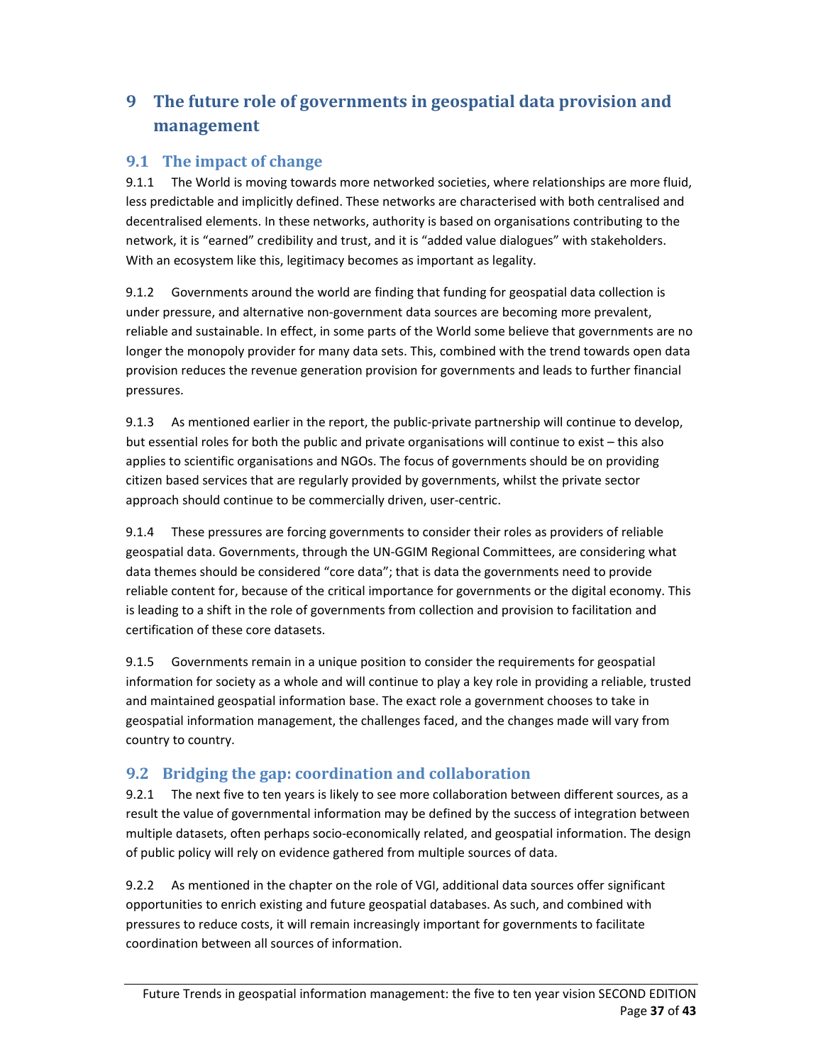# 9 The future role of governments in geospatial data provision and management

## 9.1 The impact of change

9.1.1 The World is moving towards more networked societies, where relationships are more fluid, less predictable and implicitly defined. These networks are characterised with both centralised and decentralised elements. In these networks, authority is based on organisations contributing to the network, it is "earned" credibility and trust, and it is "added value dialogues" with stakeholders. With an ecosystem like this, legitimacy becomes as important as legality.

9.1.2 Governments around the world are finding that funding for geospatial data collection is under pressure, and alternative non-government data sources are becoming more prevalent, reliable and sustainable. In effect, in some parts of the World some believe that governments are no longer the monopoly provider for many data sets. This, combined with the trend towards open data provision reduces the revenue generation provision for governments and leads to further financial pressures.

9.1.3 As mentioned earlier in the report, the public-private partnership will continue to develop, but essential roles for both the public and private organisations will continue to exist – this also applies to scientific organisations and NGOs. The focus of governments should be on providing citizen based services that are regularly provided by governments, whilst the private sector approach should continue to be commercially driven, user-centric.

9.1.4 These pressures are forcing governments to consider their roles as providers of reliable geospatial data. Governments, through the UN-GGIM Regional Committees, are considering what data themes should be considered "core data"; that is data the governments need to provide reliable content for, because of the critical importance for governments or the digital economy. This is leading to a shift in the role of governments from collection and provision to facilitation and certification of these core datasets.

9.1.5 Governments remain in a unique position to consider the requirements for geospatial information for society as a whole and will continue to play a key role in providing a reliable, trusted and maintained geospatial information base. The exact role a government chooses to take in geospatial information management, the challenges faced, and the changes made will vary from country to country.

## 9.2 Bridging the gap: coordination and collaboration

9.2.1 The next five to ten years is likely to see more collaboration between different sources, as a result the value of governmental information may be defined by the success of integration between multiple datasets, often perhaps socio-economically related, and geospatial information. The design of public policy will rely on evidence gathered from multiple sources of data.

9.2.2 As mentioned in the chapter on the role of VGI, additional data sources offer significant opportunities to enrich existing and future geospatial databases. As such, and combined with pressures to reduce costs, it will remain increasingly important for governments to facilitate coordination between all sources of information.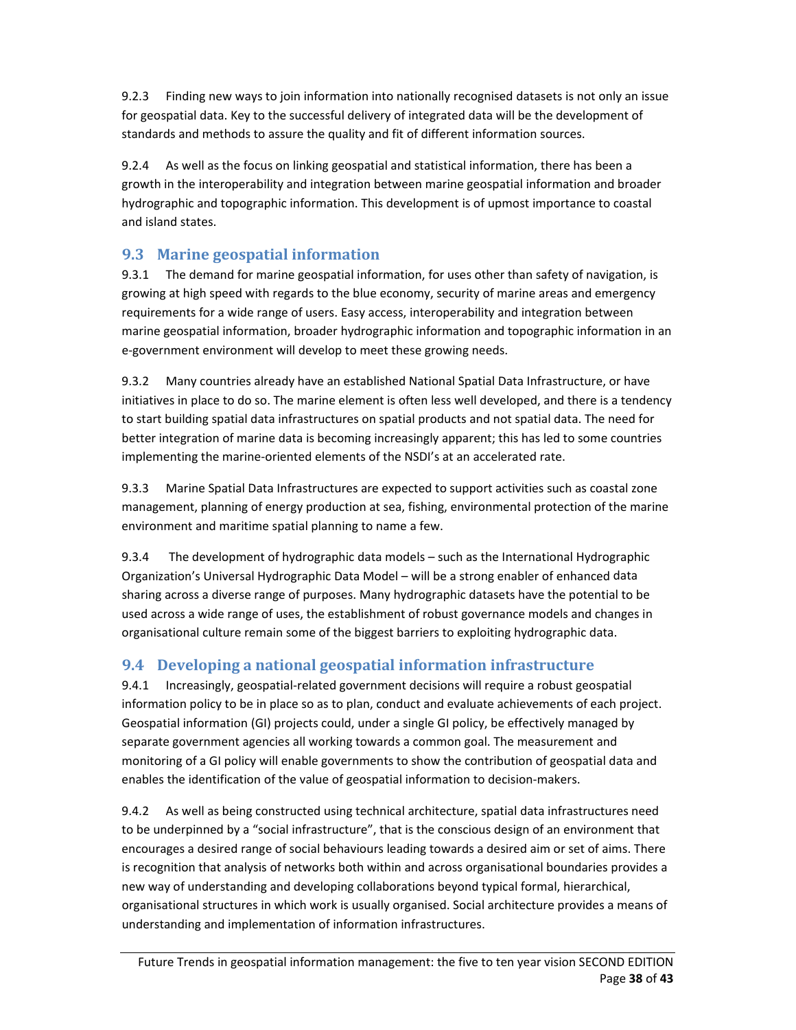9.2.3 Finding new ways to join information into nationally recognised datasets is not only an issue for geospatial data. Key to the successful delivery of integrated data will be the development of standards and methods to assure the quality and fit of different information sources.

9.2.4 As well as the focus on linking geospatial and statistical information, there has been a growth in the interoperability and integration between marine geospatial information and broader hydrographic and topographic information. This development is of upmost importance to coastal and island states.

## 9.3 Marine geospatial information

9.3.1 The demand for marine geospatial information, for uses other than safety of navigation, is growing at high speed with regards to the blue economy, security of marine areas and emergency requirements for a wide range of users. Easy access, interoperability and integration between marine geospatial information, broader hydrographic information and topographic information in an e-government environment will develop to meet these growing needs.

9.3.2 Many countries already have an established National Spatial Data Infrastructure, or have initiatives in place to do so. The marine element is often less well developed, and there is a tendency to start building spatial data infrastructures on spatial products and not spatial data. The need for better integration of marine data is becoming increasingly apparent; this has led to some countries implementing the marine-oriented elements of the NSDI's at an accelerated rate.

9.3.3 Marine Spatial Data Infrastructures are expected to support activities such as coastal zone management, planning of energy production at sea, fishing, environmental protection of the marine environment and maritime spatial planning to name a few.

9.3.4 The development of hydrographic data models – such as the International Hydrographic Organization's Universal Hydrographic Data Model – will be a strong enabler of enhanced data sharing across a diverse range of purposes. Many hydrographic datasets have the potential to be used across a wide range of uses, the establishment of robust governance models and changes in organisational culture remain some of the biggest barriers to exploiting hydrographic data.

## 9.4 Developing a national geospatial information infrastructure

9.4.1 Increasingly, geospatial-related government decisions will require a robust geospatial information policy to be in place so as to plan, conduct and evaluate achievements of each project. Geospatial information (GI) projects could, under a single GI policy, be effectively managed by separate government agencies all working towards a common goal. The measurement and monitoring of a GI policy will enable governments to show the contribution of geospatial data and enables the identification of the value of geospatial information to decision-makers.

9.4.2 As well as being constructed using technical architecture, spatial data infrastructures need to be underpinned by a "social infrastructure", that is the conscious design of an environment that encourages a desired range of social behaviours leading towards a desired aim or set of aims. There is recognition that analysis of networks both within and across organisational boundaries provides a new way of understanding and developing collaborations beyond typical formal, hierarchical, organisational structures in which work is usually organised. Social architecture provides a means of understanding and implementation of information infrastructures.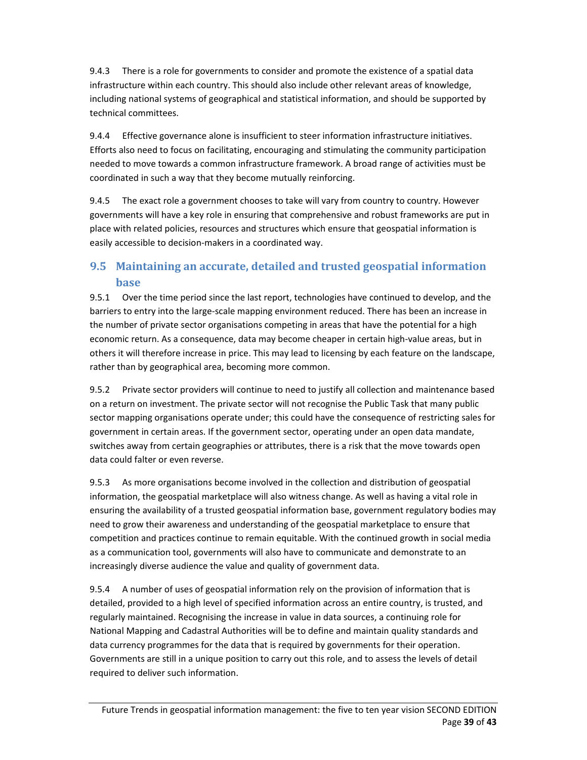9.4.3 There is a role for governments to consider and promote the existence of a spatial data infrastructure within each country. This should also include other relevant areas of knowledge, including national systems of geographical and statistical information, and should be supported by technical committees.

9.4.4 Effective governance alone is insufficient to steer information infrastructure initiatives. Efforts also need to focus on facilitating, encouraging and stimulating the community participation needed to move towards a common infrastructure framework. A broad range of activities must be coordinated in such a way that they become mutually reinforcing.

9.4.5 The exact role a government chooses to take will vary from country to country. However governments will have a key role in ensuring that comprehensive and robust frameworks are put in place with related policies, resources and structures which ensure that geospatial information is easily accessible to decision-makers in a coordinated way.

## 9.5 Maintaining an accurate, detailed and trusted geospatial information base

9.5.1 Over the time period since the last report, technologies have continued to develop, and the barriers to entry into the large-scale mapping environment reduced. There has been an increase in the number of private sector organisations competing in areas that have the potential for a high economic return. As a consequence, data may become cheaper in certain high-value areas, but in others it will therefore increase in price. This may lead to licensing by each feature on the landscape, rather than by geographical area, becoming more common.

9.5.2 Private sector providers will continue to need to justify all collection and maintenance based on a return on investment. The private sector will not recognise the Public Task that many public sector mapping organisations operate under; this could have the consequence of restricting sales for government in certain areas. If the government sector, operating under an open data mandate, switches away from certain geographies or attributes, there is a risk that the move towards open data could falter or even reverse.

9.5.3 As more organisations become involved in the collection and distribution of geospatial information, the geospatial marketplace will also witness change. As well as having a vital role in ensuring the availability of a trusted geospatial information base, government regulatory bodies may need to grow their awareness and understanding of the geospatial marketplace to ensure that competition and practices continue to remain equitable. With the continued growth in social media as a communication tool, governments will also have to communicate and demonstrate to an increasingly diverse audience the value and quality of government data.

9.5.4 A number of uses of geospatial information rely on the provision of information that is detailed, provided to a high level of specified information across an entire country, is trusted, and regularly maintained. Recognising the increase in value in data sources, a continuing role for National Mapping and Cadastral Authorities will be to define and maintain quality standards and data currency programmes for the data that is required by governments for their operation. Governments are still in a unique position to carry out this role, and to assess the levels of detail required to deliver such information.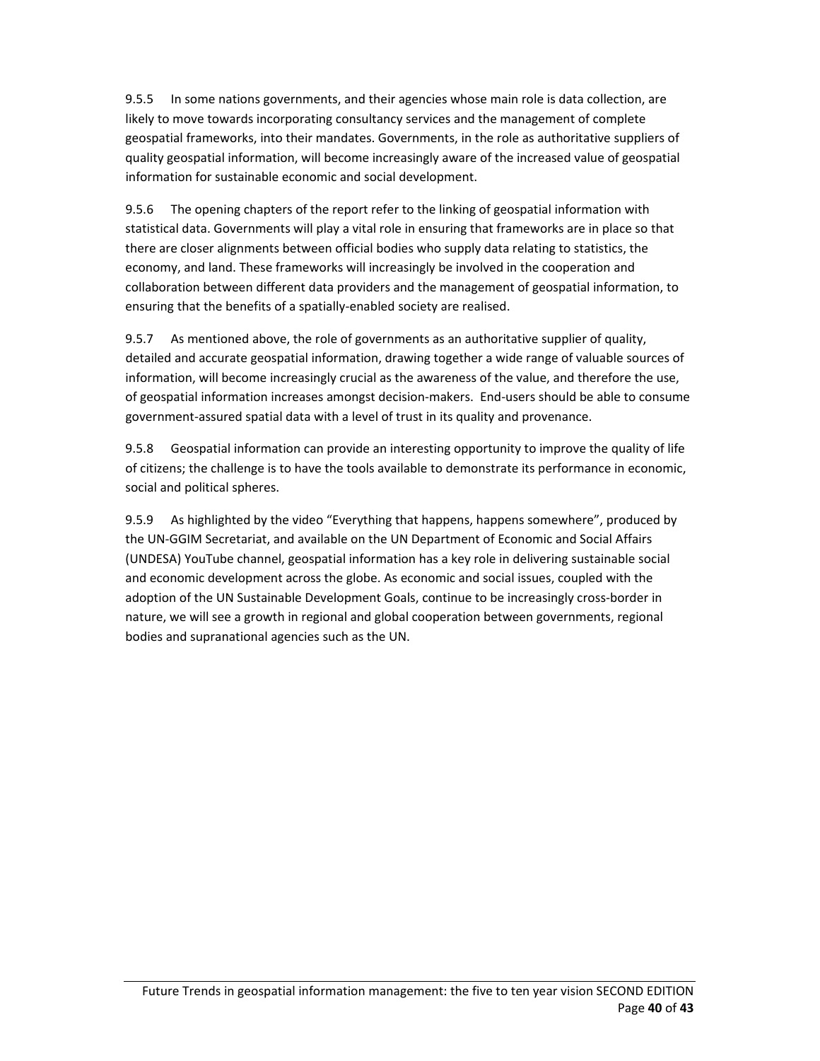9.5.5 In some nations governments, and their agencies whose main role is data collection, are likely to move towards incorporating consultancy services and the management of complete geospatial frameworks, into their mandates. Governments, in the role as authoritative suppliers of quality geospatial information, will become increasingly aware of the increased value of geospatial information for sustainable economic and social development.

9.5.6 The opening chapters of the report refer to the linking of geospatial information with statistical data. Governments will play a vital role in ensuring that frameworks are in place so that there are closer alignments between official bodies who supply data relating to statistics, the economy, and land. These frameworks will increasingly be involved in the cooperation and collaboration between different data providers and the management of geospatial information, to ensuring that the benefits of a spatially-enabled society are realised.

9.5.7 As mentioned above, the role of governments as an authoritative supplier of quality, detailed and accurate geospatial information, drawing together a wide range of valuable sources of information, will become increasingly crucial as the awareness of the value, and therefore the use, of geospatial information increases amongst decision-makers. End-users should be able to consume government-assured spatial data with a level of trust in its quality and provenance.

9.5.8 Geospatial information can provide an interesting opportunity to improve the quality of life of citizens; the challenge is to have the tools available to demonstrate its performance in economic, social and political spheres.

9.5.9 As highlighted by the video "Everything that happens, happens somewhere", produced by the UN-GGIM Secretariat, and available on the UN Department of Economic and Social Affairs (UNDESA) YouTube channel, geospatial information has a key role in delivering sustainable social and economic development across the globe. As economic and social issues, coupled with the adoption of the UN Sustainable Development Goals, continue to be increasingly cross-border in nature, we will see a growth in regional and global cooperation between governments, regional bodies and supranational agencies such as the UN.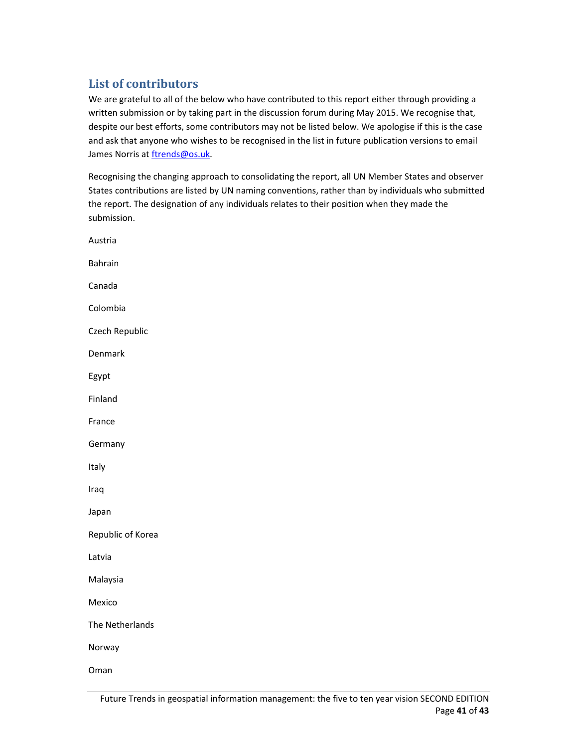## List of contributors

We are grateful to all of the below who have contributed to this report either through providing a written submission or by taking part in the discussion forum during May 2015. We recognise that, despite our best efforts, some contributors may not be listed below. We apologise if this is the case and ask that anyone who wishes to be recognised in the list in future publication versions to email James Norris at ftrends@os.uk.

Recognising the changing approach to consolidating the report, all UN Member States and observer States contributions are listed by UN naming conventions, rather than by individuals who submitted the report. The designation of any individuals relates to their position when they made the submission.

Austria

Bahrain

Canada

Colombia

Czech Republic

Denmark

Egypt

Finland

France

Germany

Italy

Iraq

Japan

Republic of Korea

Latvia

Malaysia

Mexico

The Netherlands

Norway

Oman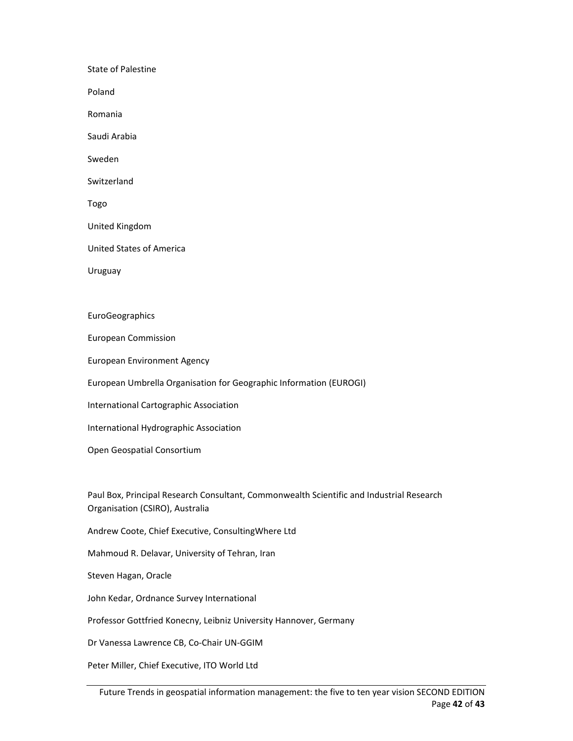State of Palestine

Poland

Romania

Saudi Arabia

Sweden

Switzerland

Togo

United Kingdom

United States of America

Uruguay

EuroGeographics

European Commission

European Environment Agency

European Umbrella Organisation for Geographic Information (EUROGI)

International Cartographic Association

International Hydrographic Association

Open Geospatial Consortium

Paul Box, Principal Research Consultant, Commonwealth Scientific and Industrial Research Organisation (CSIRO), Australia

Andrew Coote, Chief Executive, ConsultingWhere Ltd

Mahmoud R. Delavar, University of Tehran, Iran

Steven Hagan, Oracle

John Kedar, Ordnance Survey International

Professor Gottfried Konecny, Leibniz University Hannover, Germany

Dr Vanessa Lawrence CB, Co-Chair UN-GGIM

Peter Miller, Chief Executive, ITO World Ltd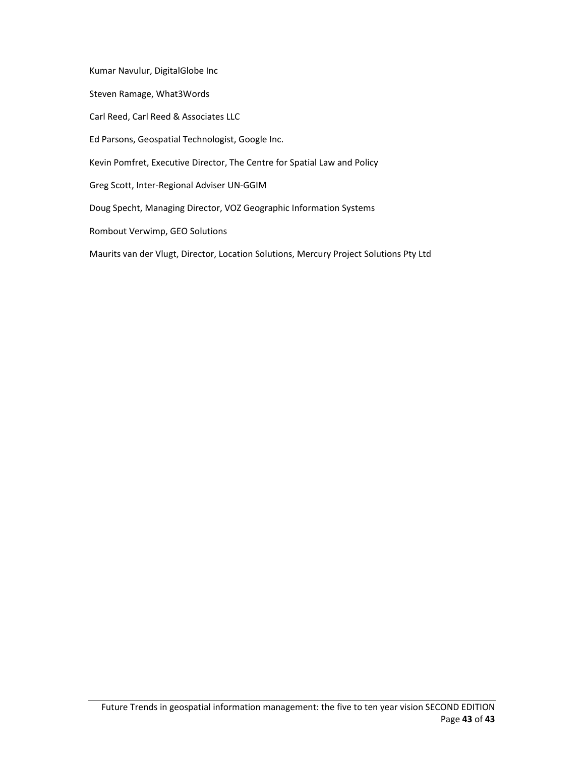Kumar Navulur, DigitalGlobe Inc

Steven Ramage, What3Words

Carl Reed, Carl Reed & Associates LLC

Ed Parsons, Geospatial Technologist, Google Inc.

Kevin Pomfret, Executive Director, The Centre for Spatial Law and Policy

Greg Scott, Inter-Regional Adviser UN-GGIM

Doug Specht, Managing Director, VOZ Geographic Information Systems

Rombout Verwimp, GEO Solutions

Maurits van der Vlugt, Director, Location Solutions, Mercury Project Solutions Pty Ltd